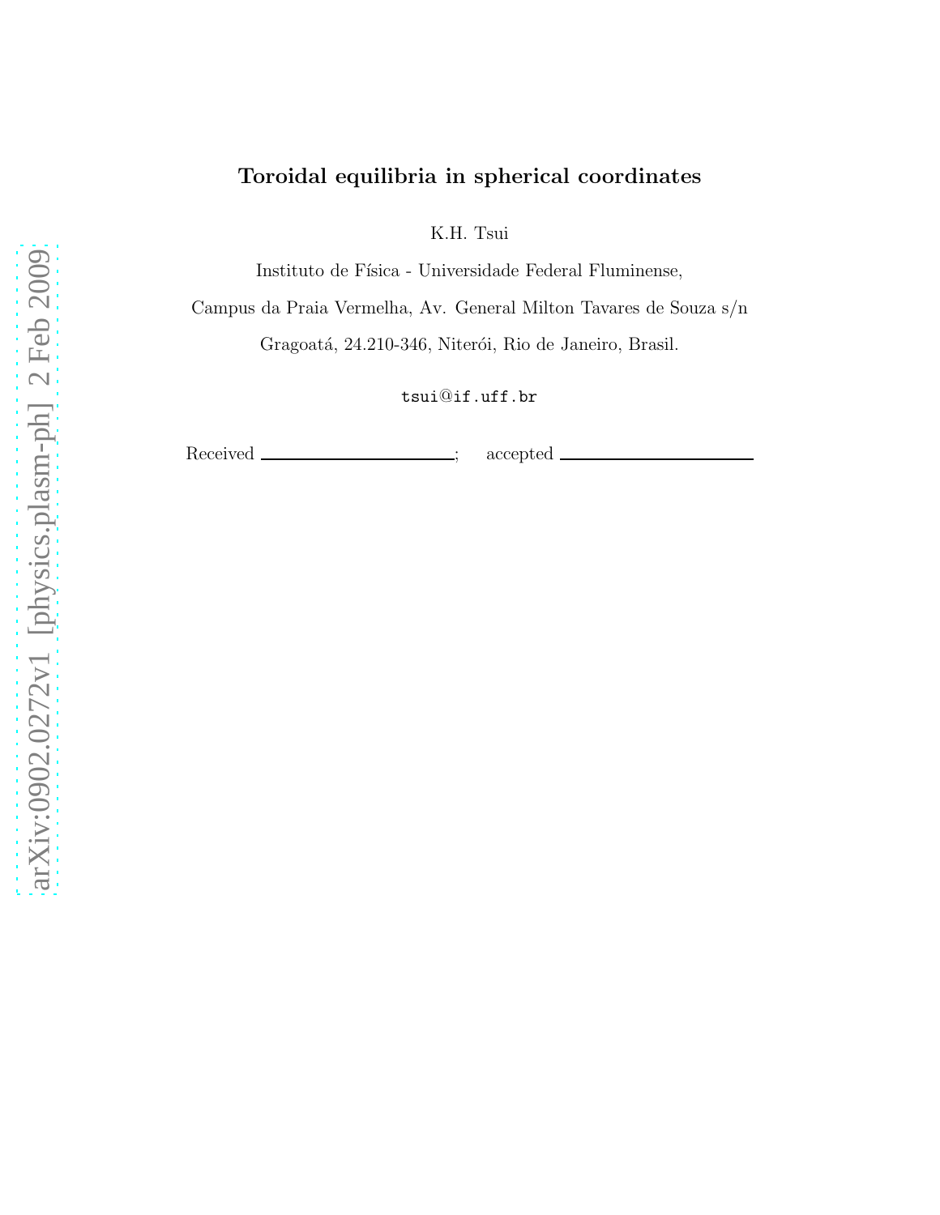# Toroidal equilibria in spherical coordinates

K.H. Tsui

Instituto de Física - Universidade Federal Fluminense,

Campus da Praia Vermelha, Av. General Milton Tavares de Souza s/n

Gragoatá, 24.210-346, Niterói, Rio de Janeiro, Brasil.

tsui@if.uff.br

Received \_\_\_\_\_\_\_\_\_\_\_\_\_\_\_\_\_\_\_\_; accepted \_\_\_\_\_\_\_\_\_\_\_\_\_\_\_\_\_\_\_\_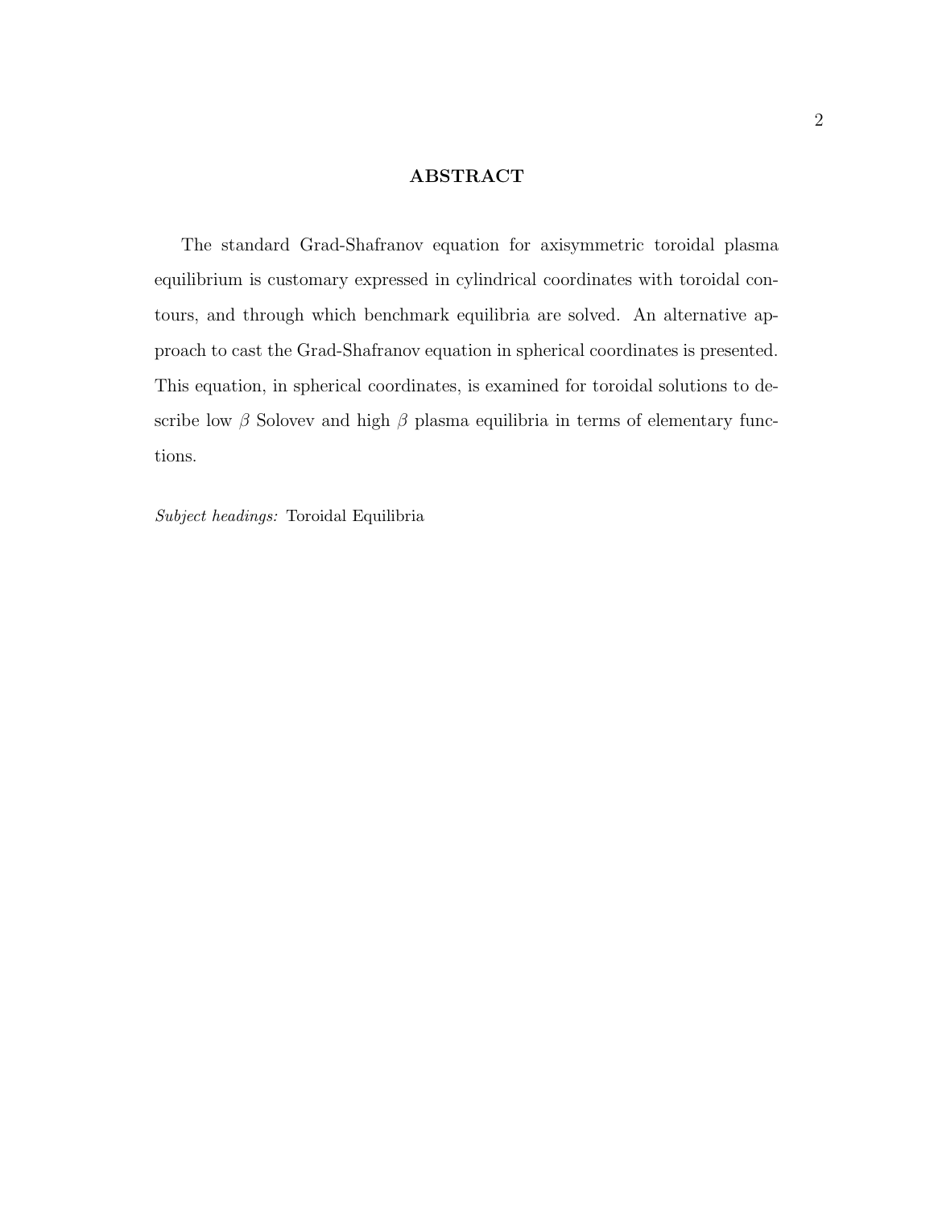## ABSTRACT

The standard Grad-Shafranov equation for axisymmetric toroidal plasma equilibrium is customary expressed in cylindrical coordinates with toroidal contours, and through which benchmark equilibria are solved. An alternative approach to cast the Grad-Shafranov equation in spherical coordinates is presented. This equation, in spherical coordinates, is examined for toroidal solutions to describe low $\beta$ Solovev and high $\beta$ plasma equilibria in terms of elementary functions.

*Subject headings:* Toroidal Equilibria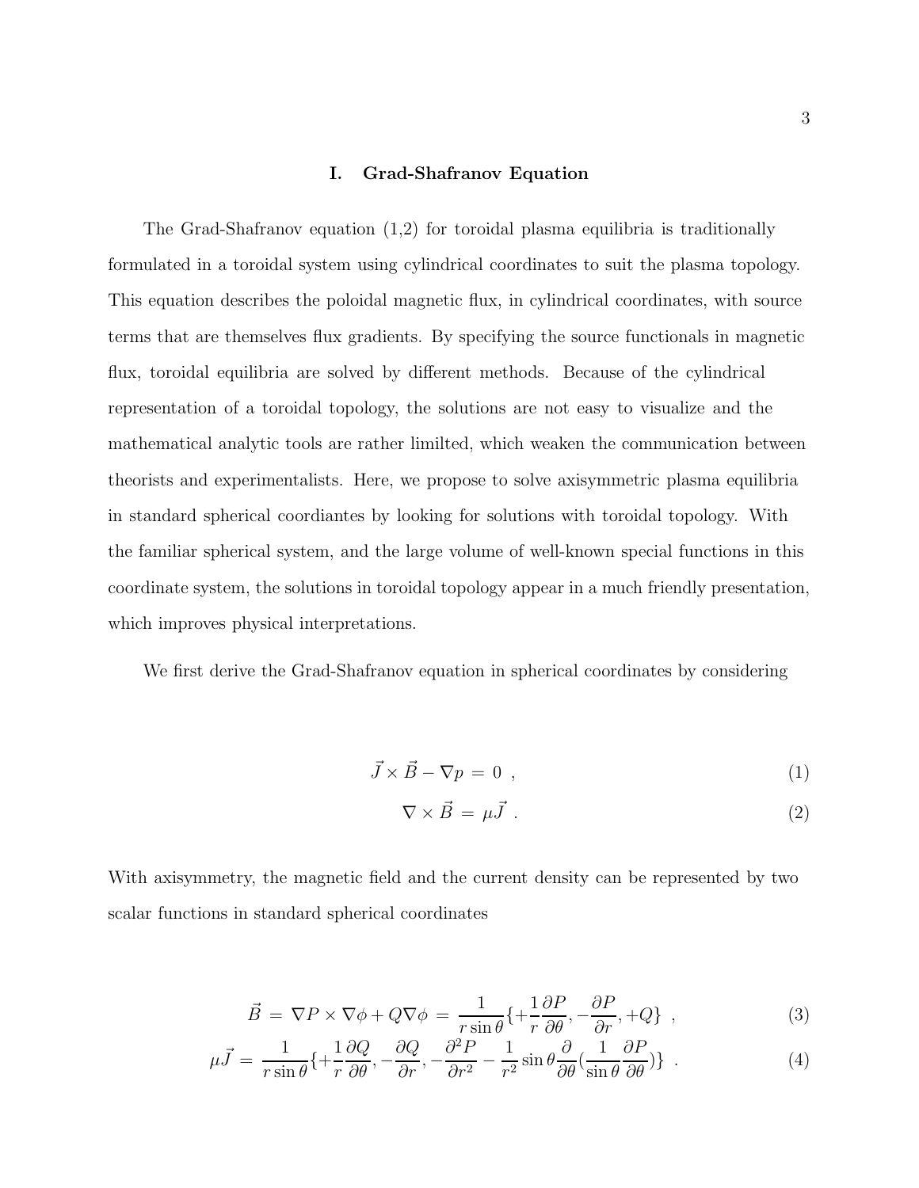## I. Grad-Shafranov Equation

The Grad-Shafranov equation (1,2) for toroidal plasma equilibria is traditionally formulated in a toroidal system using cylindrical coordinates to suit the plasma topology. This equation describes the poloidal magnetic flux, in cylindrical coordinates, with source terms that are themselves flux gradients. By specifying the source functionals in magnetic flux, toroidal equilibria are solved by different methods. Because of the cylindrical representation of a toroidal topology, the solutions are not easy to visualize and the mathematical analytic tools are rather limilted, which weaken the communication between theorists and experimentalists. Here, we propose to solve axisymmetric plasma equilibria in standard spherical coordiantes by looking for solutions with toroidal topology. With the familiar spherical system, and the large volume of well-known special functions in this coordinate system, the solutions in toroidal topology appear in a much friendly presentation, which improves physical interpretations.

We first derive the Grad-Shafranov equation in spherical coordinates by considering

$$\vec{J} \times \vec{B} - \nabla p = 0 \ , \tag{1}$$

$$\nabla \times \vec{B} = \mu \vec{J} \ . \tag{2}$$

With axisymmetry, the magnetic field and the current density can be represented by two scalar functions in standard spherical coordinates

$$\vec{B} = \nabla P \times \nabla \phi + Q \nabla \phi = \frac{1}{r \sin\theta} \{ + \frac{1}{r} \frac{\partial P}{\partial \theta}, - \frac{\partial P}{\partial r}, + Q \} \ , \tag{3}$$

$$\mu \vec{J} = \frac{1}{r \sin\theta} \{ + \frac{1}{r} \frac{\partial Q}{\partial \theta}, - \frac{\partial Q}{\partial r}, - \frac{\partial^2 P}{\partial r^2} - \frac{1}{r^2} \sin\theta \frac{\partial}{\partial \theta} ( \frac{1}{\sin\theta} \frac{\partial P}{\partial \theta} ) \} \ . \tag{4}$$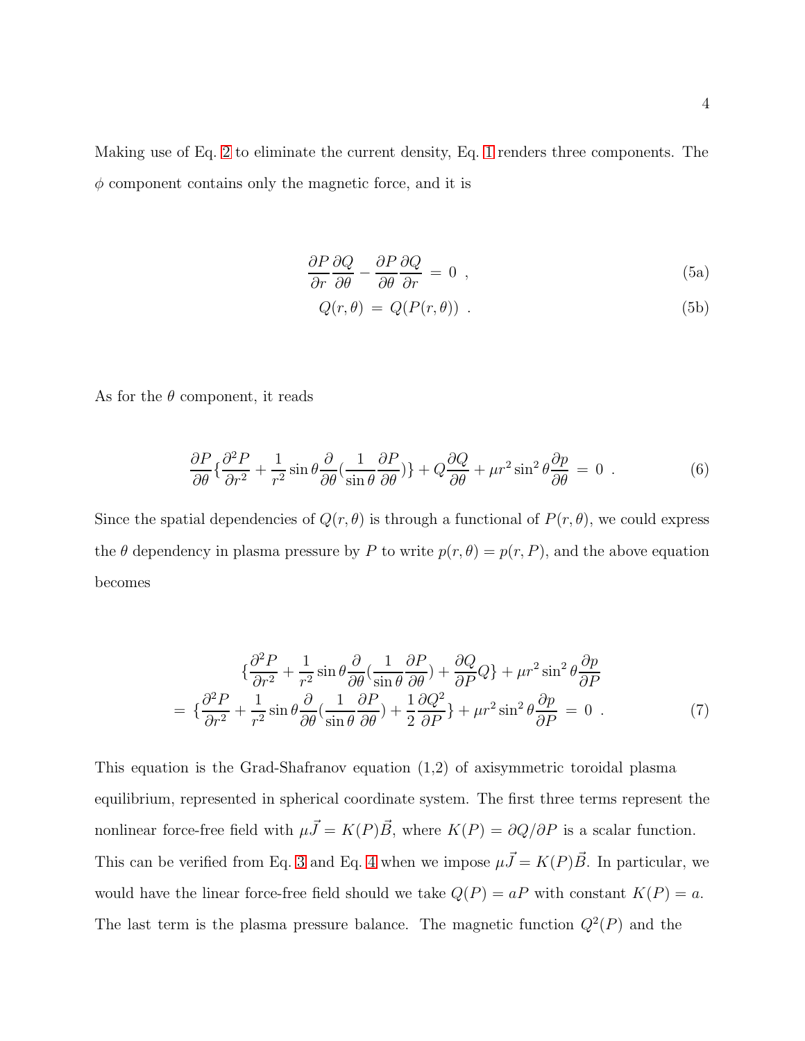Making use of Eq. 2 to eliminate the current density, Eq. 1 renders three components. The $\phi$ component contains only the magnetic force, and it is

$$\frac{\partial P}{\partial r}\frac{\partial Q}{\partial \theta} - \frac{\partial P}{\partial \theta}\frac{\partial Q}{\partial r} \,=\, 0 \;, \tag{5a}$$

$$Q(r,\theta) \,=\, Q(P(r,\theta)) \;. \tag{5b}$$

As for the $\theta$ component, it reads

$$\frac{\partial P}{\partial \theta}\{\frac{\partial^2 P}{\partial r^2} + \frac{1}{r^2}\sin\theta\frac{\partial}{\partial \theta}(\frac{1}{\sin\theta}\frac{\partial P}{\partial \theta})\} + Q\frac{\partial Q}{\partial \theta} + \mu r^2 \sin^2\theta \frac{\partial p}{\partial \theta} \,=\, 0 \;. \tag{6}$$

Since the spatial dependencies of $Q(r,\theta)$ is through a functional of $P(r,\theta)$, we could express the $\theta$ dependency in plasma pressure by $P$ to write $p(r,\theta) = p(r,P)$, and the above equation becomes

$$\begin{aligned}
&\{\frac{\partial^2 P}{\partial r^2} + \frac{1}{r^2}\sin\theta\frac{\partial}{\partial \theta}(\frac{1}{\sin\theta}\frac{\partial P}{\partial \theta}) + \frac{\partial Q}{\partial P}Q\} + \mu r^2\sin^2\theta\frac{\partial p}{\partial P} \\
= \;&\{\frac{\partial^2 P}{\partial r^2} + \frac{1}{r^2}\sin\theta\frac{\partial}{\partial \theta}(\frac{1}{\sin\theta}\frac{\partial P}{\partial \theta}) + \frac{1}{2}\frac{\partial Q^2}{\partial P}\} + \mu r^2\sin^2\theta\frac{\partial p}{\partial P} \,=\, 0 \;.
\end{aligned} \tag{7}$$

This equation is the Grad-Shafranov equation (1,2) of axisymmetric toroidal plasma equilibrium, represented in spherical coordinate system. The first three terms represent the nonlinear force-free field with $\mu\vec{J} = K(P)\vec{B}$, where $K(P) = \partial Q/\partial P$ is a scalar function. This can be verified from Eq. 3 and Eq. 4 when we impose $\mu\vec{J} = K(P)\vec{B}$. In particular, we would have the linear force-free field should we take $Q(P) = aP$ with constant $K(P) = a$. The last term is the plasma pressure balance. The magnetic function $Q^2(P)$ and the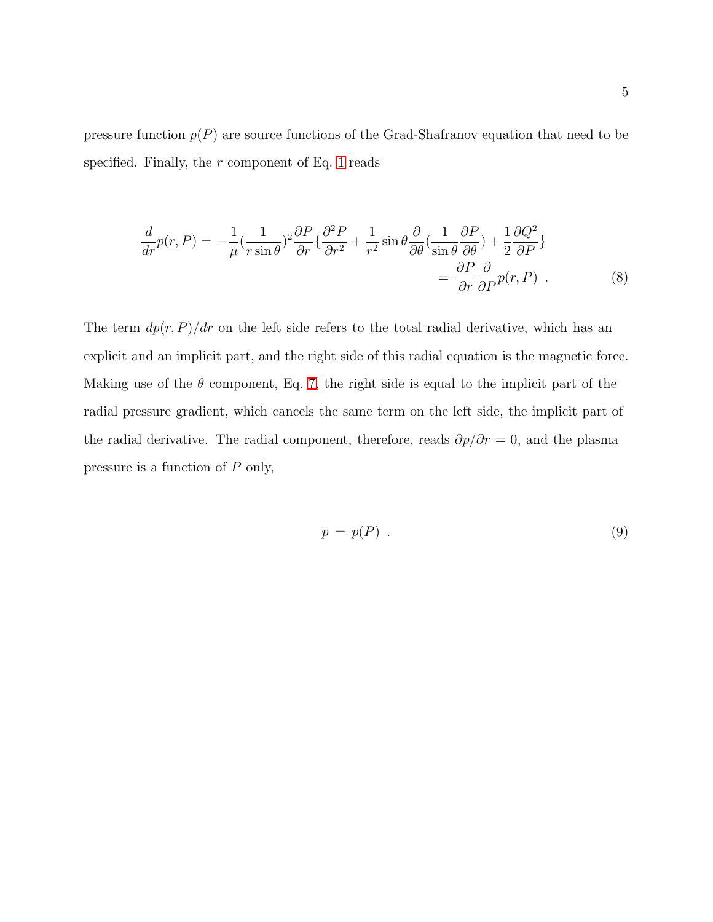pressure function $p(P)$ are source functions of the Grad-Shafranov equation that need to be specified. Finally, the $r$ component of Eq. 1 reads

$$
\begin{aligned}
\frac{d}{dr}p(r,P) = & -\frac{1}{\mu}(\frac{1}{r\sin\theta})^2\frac{\partial P}{\partial r}\{\frac{\partial^2 P}{\partial r^2} + \frac{1}{r^2}\sin\theta\frac{\partial}{\partial\theta}(\frac{1}{\sin\theta}\frac{\partial P}{\partial\theta}) + \frac{1}{2}\frac{\partial Q^2}{\partial P}\} \\
& = \frac{\partial P}{\partial r}\frac{\partial}{\partial P}p(r,P) \ . \qquad (8)
\end{aligned}
$$

The term $dp(r,P)/dr$ on the left side refers to the total radial derivative, which has an explicit and an implicit part, and the right side of this radial equation is the magnetic force. Making use of the $\theta$ component, Eq. 7, the right side is equal to the implicit part of the radial pressure gradient, which cancels the same term on the left side, the implicit part of the radial derivative. The radial component, therefore, reads $\partial p/\partial r = 0$, and the plasma pressure is a function of $P$ only,

$$
p \,=\, p(P) \ . \qquad (9)
$$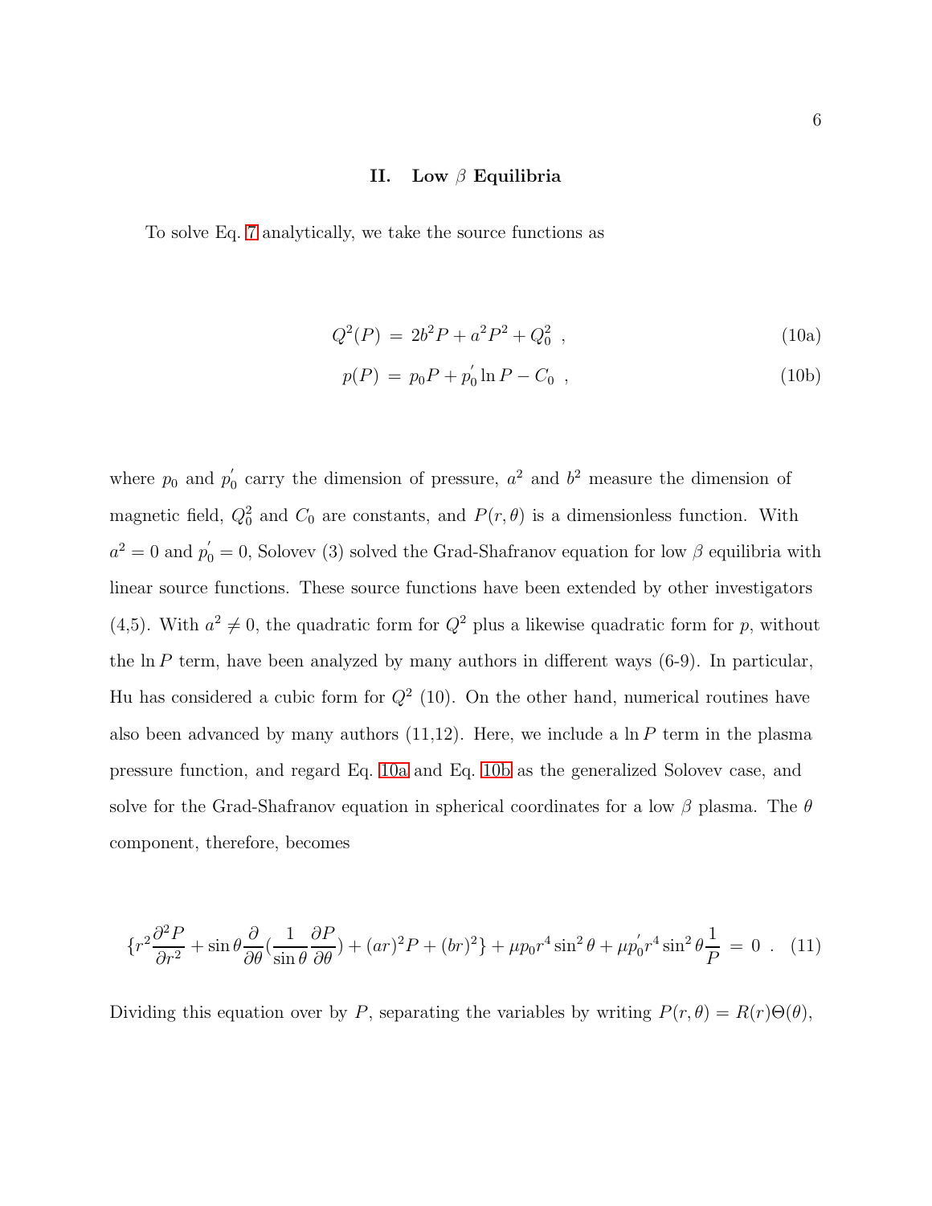## II. Low $\beta$ Equilibria

To solve Eq. 7 analytically, we take the source functions as

$$Q^2(P) \,=\, 2b^2P + a^2P^2 + Q_0^2 \ , \tag{10a}$$

$$p(P) \,=\, p_0P + p_0^{'}\ln P - C_0 \ , \tag{10b}$$

where $p_0$ and $p_0^{'}$ carry the dimension of pressure, $a^2$ and $b^2$ measure the dimension of magnetic field, $Q_0^2$ and $C_0$ are constants, and $P(r, \theta)$ is a dimensionless function. With $a^2 = 0$ and $p_0^{'} = 0$, Solovev (3) solved the Grad-Shafranov equation for low $\beta$ equilibria with linear source functions. These source functions have been extended by other investigators (4,5). With $a^2 \neq 0$, the quadratic form for $Q^2$ plus a likewise quadratic form for $p$, without the $\ln P$ term, have been analyzed by many authors in different ways (6-9). In particular, Hu has considered a cubic form for $Q^2$ (10). On the other hand, numerical routines have also been advanced by many authors (11,12). Here, we include a $\ln P$ term in the plasma pressure function, and regard Eq. 10a and Eq. 10b as the generalized Solovev case, and solve for the Grad-Shafranov equation in spherical coordinates for a low $\beta$ plasma. The $\theta$ component, therefore, becomes

$$\{r^2\frac{\partial^2 P}{\partial r^2} + \sin\theta\frac{\partial}{\partial\theta}(\frac{1}{\sin\theta}\frac{\partial P}{\partial\theta}) + (ar)^2P + (br)^2\} + \mu p_0 r^4\sin^2\theta + \mu p_0^{'} r^4\sin^2\theta\frac{1}{P} \,=\, 0 \ . \tag{11}$$

Dividing this equation over by $P$, separating the variables by writing $P(r, \theta) = R(r)\Theta(\theta)$,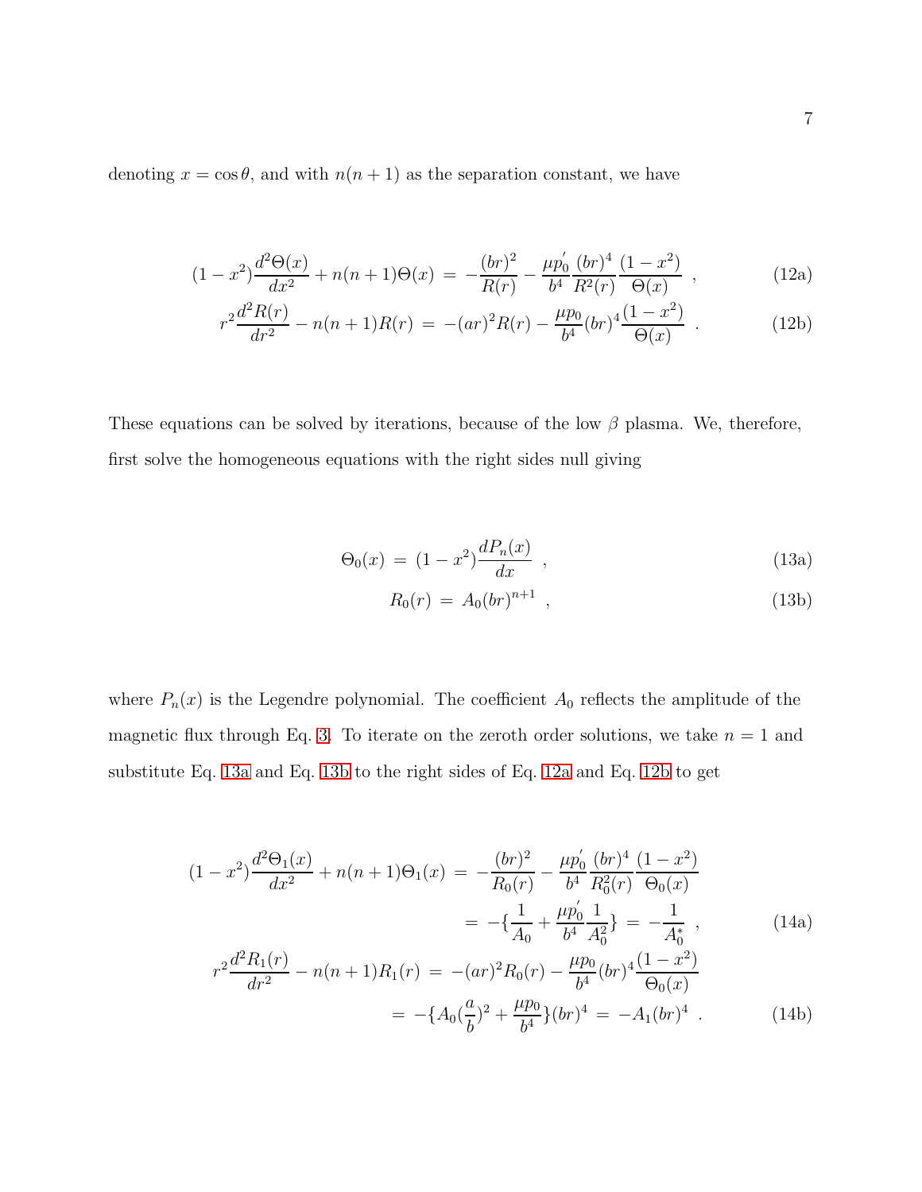denoting $x = \cos\theta$, and with $n(n+1)$ as the separation constant, we have

$$
\begin{aligned}
(1-x^2)\frac{d^2\Theta(x)}{dx^2} + n(n+1)\Theta(x) \;&=\; -\frac{(br)^2}{R(r)} - \frac{\mu p_0^{'}}{b^4}\frac{(br)^4}{R^2(r)}\frac{(1-x^2)}{\Theta(x)} \;\;, \qquad &(12a)\\
r^2\frac{d^2R(r)}{dr^2} - n(n+1)R(r) \;&=\; -(ar)^2R(r) - \frac{\mu p_0}{b^4}(br)^4\frac{(1-x^2)}{\Theta(x)} \;\;. \qquad &(12b)
\end{aligned}
$$

These equations can be solved by iterations, because of the low $\beta$ plasma. We, therefore, first solve the homogeneous equations with the right sides null giving

$$
\begin{aligned}
\Theta_0(x) \;&=\; (1-x^2)\frac{dP_n(x)}{dx} \;\;, \qquad &(13a)\\
R_0(r) \;&=\; A_0(br)^{n+1} \;\;, \qquad &(13b)
\end{aligned}
$$

where $P_n(x)$ is the Legendre polynomial. The coefficient $A_0$ reflects the amplitude of the magnetic flux through Eq. 3. To iterate on the zeroth order solutions, we take $n = 1$ and substitute Eq. 13a and Eq. 13b to the right sides of Eq. 12a and Eq. 12b to get

$$
\begin{aligned}
(1-x^2)\frac{d^2\Theta_1(x)}{dx^2} + n(n+1)\Theta_1(x) \;&=\; -\frac{(br)^2}{R_0(r)} - \frac{\mu p_0^{'}}{b^4}\frac{(br)^4}{R_0^2(r)}\frac{(1-x^2)}{\Theta_0(x)}\\
&=\; -\{\frac{1}{A_0} + \frac{\mu p_0^{'}}{b^4}\frac{1}{A_0^2}\} \;=\; -\frac{1}{A_0^*} \;\;, \qquad &(14a)\\
r^2\frac{d^2R_1(r)}{dr^2} - n(n+1)R_1(r) \;&=\; -(ar)^2R_0(r) - \frac{\mu p_0}{b^4}(br)^4\frac{(1-x^2)}{\Theta_0(x)}\\
&=\; -\{A_0(\frac{a}{b})^2 + \frac{\mu p_0}{b^4}\}(br)^4 \;=\; -A_1(br)^4 \;\;. \qquad &(14b)
\end{aligned}
$$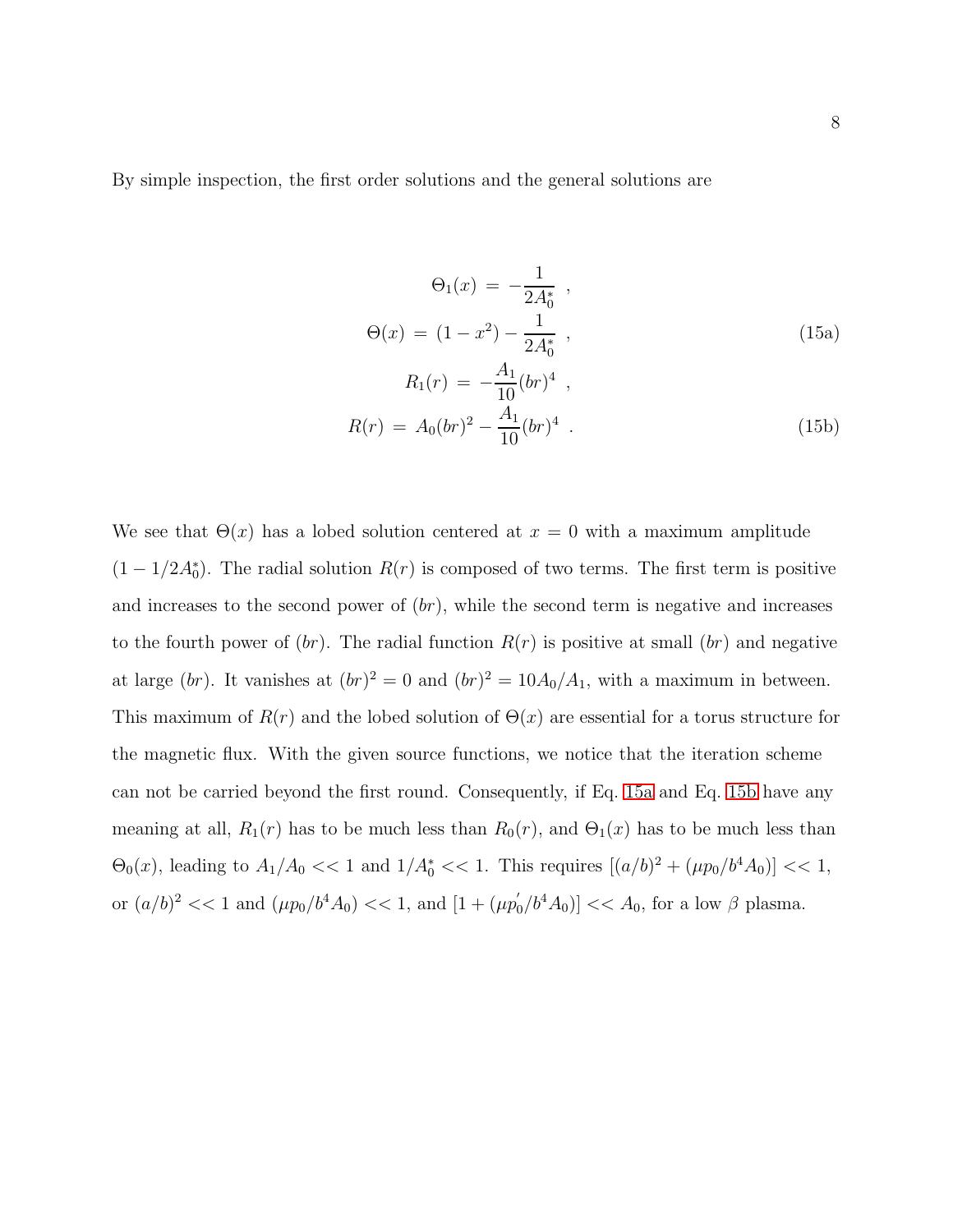By simple inspection, the first order solutions and the general solutions are

$$
\begin{aligned}
\Theta_1(x) &= -\frac{1}{2A_0^*} \ , \\
\Theta(x) &= (1-x^2) - \frac{1}{2A_0^*} \ , 
\end{aligned} \tag{15a}
$$

$$
\begin{aligned}
R_1(r) &= -\frac{A_1}{10}(br)^4 \ , \\
R(r) &= A_0(br)^2 - \frac{A_1}{10}(br)^4 \ .
\end{aligned} \tag{15b}
$$

We see that $\Theta(x)$ has a lobed solution centered at $x = 0$ with a maximum amplitude $(1 - 1/2A_0^*)$. The radial solution $R(r)$ is composed of two terms. The first term is positive and increases to the second power of $(br)$, while the second term is negative and increases to the fourth power of $(br)$. The radial function $R(r)$ is positive at small $(br)$ and negative at large $(br)$. It vanishes at $(br)^2 = 0$ and $(br)^2 = 10A_0/A_1$, with a maximum in between. This maximum of $R(r)$ and the lobed solution of $\Theta(x)$ are essential for a torus structure for the magnetic flux. With the given source functions, we notice that the iteration scheme can not be carried beyond the first round. Consequently, if Eq. 15a and Eq. 15b have any meaning at all, $R_1(r)$ has to be much less than $R_0(r)$, and $\Theta_1(x)$ has to be much less than $\Theta_0(x)$, leading to $A_1/A_0 << 1$ and $1/A_0^* << 1$. This requires $[(a/b)^2 + (\mu p_0/b^4 A_0)] << 1$, or $(a/b)^2 << 1$ and $(\mu p_0/b^4 A_0) << 1$, and $[1 + (\mu p_0'/b^4 A_0)] << A_0$, for a low $\beta$ plasma.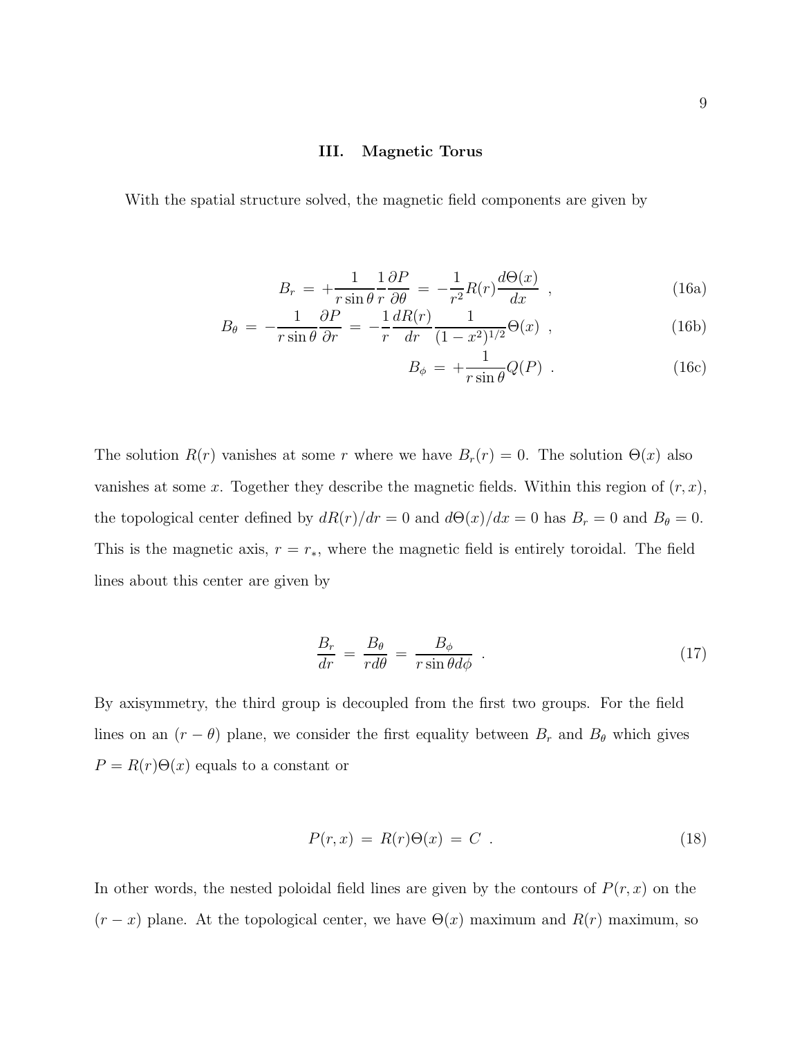### III. Magnetic Torus

With the spatial structure solved, the magnetic field components are given by

$$B_r \,=\, +\frac{1}{r\sin\theta}\frac{1}{r}\frac{\partial P}{\partial\theta} \,=\, -\frac{1}{r^2}R(r)\frac{d\Theta(x)}{dx} \;\; , \tag{16a}$$

$$B_\theta \,=\, -\frac{1}{r\sin\theta}\frac{\partial P}{\partial r} \,=\, -\frac{1}{r}\frac{dR(r)}{dr}\frac{1}{(1-x^2)^{1/2}}\Theta(x) \;\; , \tag{16b}$$

$$B_\phi \,=\, +\frac{1}{r\sin\theta}Q(P) \;\; . \tag{16c}$$

The solution $R(r)$ vanishes at some $r$ where we have $B_r(r) = 0$. The solution $\Theta(x)$ also vanishes at some $x$. Together they describe the magnetic fields. Within this region of $(r, x)$, the topological center defined by $dR(r)/dr = 0$ and $d\Theta(x)/dx = 0$ has $B_r = 0$ and $B_\theta = 0$. This is the magnetic axis, $r = r_*$, where the magnetic field is entirely toroidal. The field lines about this center are given by

$$\frac{B_r}{dr} \,=\, \frac{B_\theta}{rd\theta} \,=\, \frac{B_\phi}{r\sin\theta d\phi} \;\; . \tag{17}$$

By axisymmetry, the third group is decoupled from the first two groups. For the field lines on an $(r-\theta)$ plane, we consider the first equality between $B_r$ and $B_\theta$ which gives $P = R(r)\Theta(x)$ equals to a constant or

$$P(r, x) \,=\, R(r)\Theta(x) \,=\, C \;\; . \tag{18}$$

In other words, the nested poloidal field lines are given by the contours of $P(r, x)$ on the $(r-x)$ plane. At the topological center, we have $\Theta(x)$ maximum and $R(r)$ maximum, so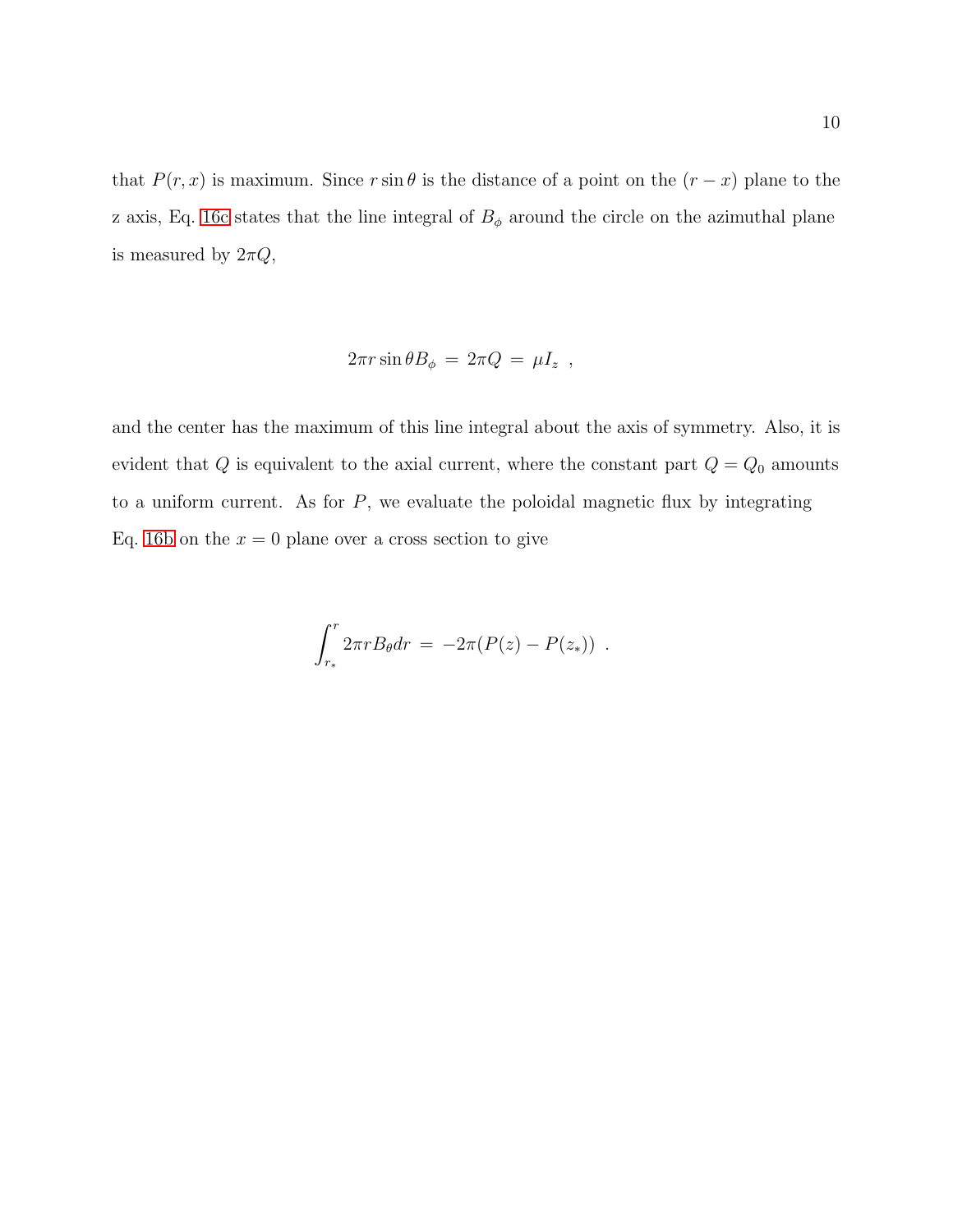that $P(r, x)$ is maximum. Since $r \sin\theta$ is the distance of a point on the $(r - x)$ plane to the z axis, Eq. 16c states that the line integral of $B_\phi$ around the circle on the azimuthal plane is measured by $2\pi Q$,

$$2\pi r \sin\theta B_\phi \;=\; 2\pi Q \;=\; \mu I_z \;\;,$$

and the center has the maximum of this line integral about the axis of symmetry. Also, it is evident that $Q$ is equivalent to the axial current, where the constant part $Q = Q_0$ amounts to a uniform current. As for $P$, we evaluate the poloidal magnetic flux by integrating Eq. 16b on the $x = 0$ plane over a cross section to give

$$\int_{r_*}^{r} 2\pi r B_\theta dr \;=\; -2\pi(P(z) - P(z_*)) \;\;.$$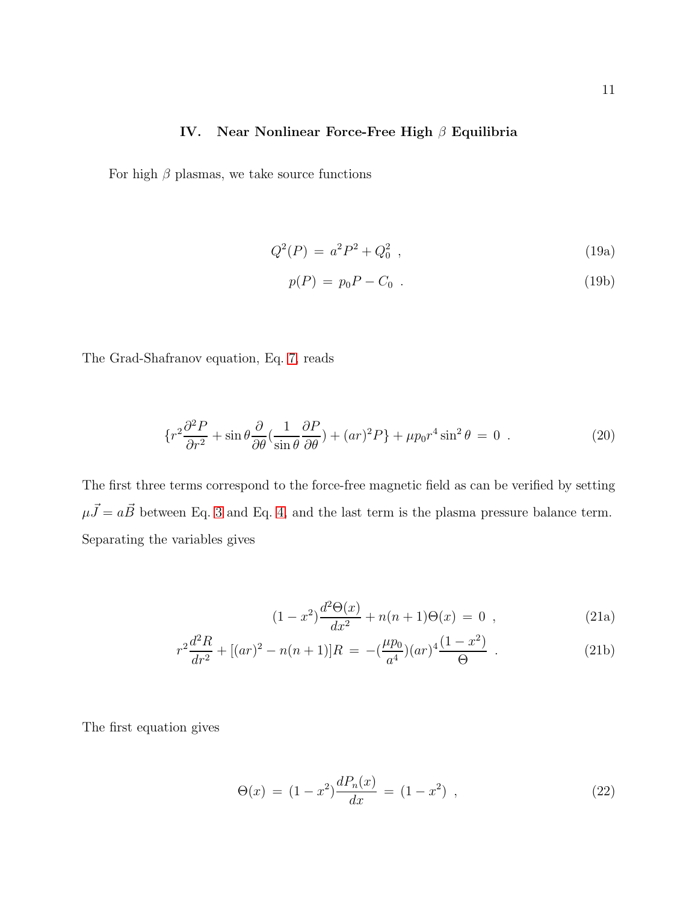## IV. Near Nonlinear Force-Free High $\beta$ Equilibria

For high $\beta$ plasmas, we take source functions

$$Q^2(P) \,=\, a^2 P^2 + Q_0^2 \;\;, \tag{19a}$$

$$p(P) \,=\, p_0 P - C_0 \;\;. \tag{19b}$$

The Grad-Shafranov equation, Eq. 7, reads

$$\{r^2 \frac{\partial^2 P}{\partial r^2} + \sin\theta \frac{\partial}{\partial \theta}(\frac{1}{\sin\theta}\frac{\partial P}{\partial \theta}) + (ar)^2 P\} + \mu p_0 r^4 \sin^2\theta \,=\, 0 \;\;. \tag{20}$$

The first three terms correspond to the force-free magnetic field as can be verified by setting $\mu \vec{J} = a\vec{B}$ between Eq. 3 and Eq. 4, and the last term is the plasma pressure balance term. Separating the variables gives

$$(1-x^2)\frac{d^2\Theta(x)}{dx^2} + n(n+1)\Theta(x) \,=\, 0 \;\;, \tag{21a}$$

$$r^2 \frac{d^2 R}{dr^2} + [(ar)^2 - n(n+1)]R \,=\, -(\frac{\mu p_0}{a^4})(ar)^4 \frac{(1-x^2)}{\Theta} \;\;. \tag{21b}$$

The first equation gives

$$\Theta(x) \,=\, (1-x^2)\frac{dP_n(x)}{dx} \,=\, (1-x^2) \;\;, \tag{22}$$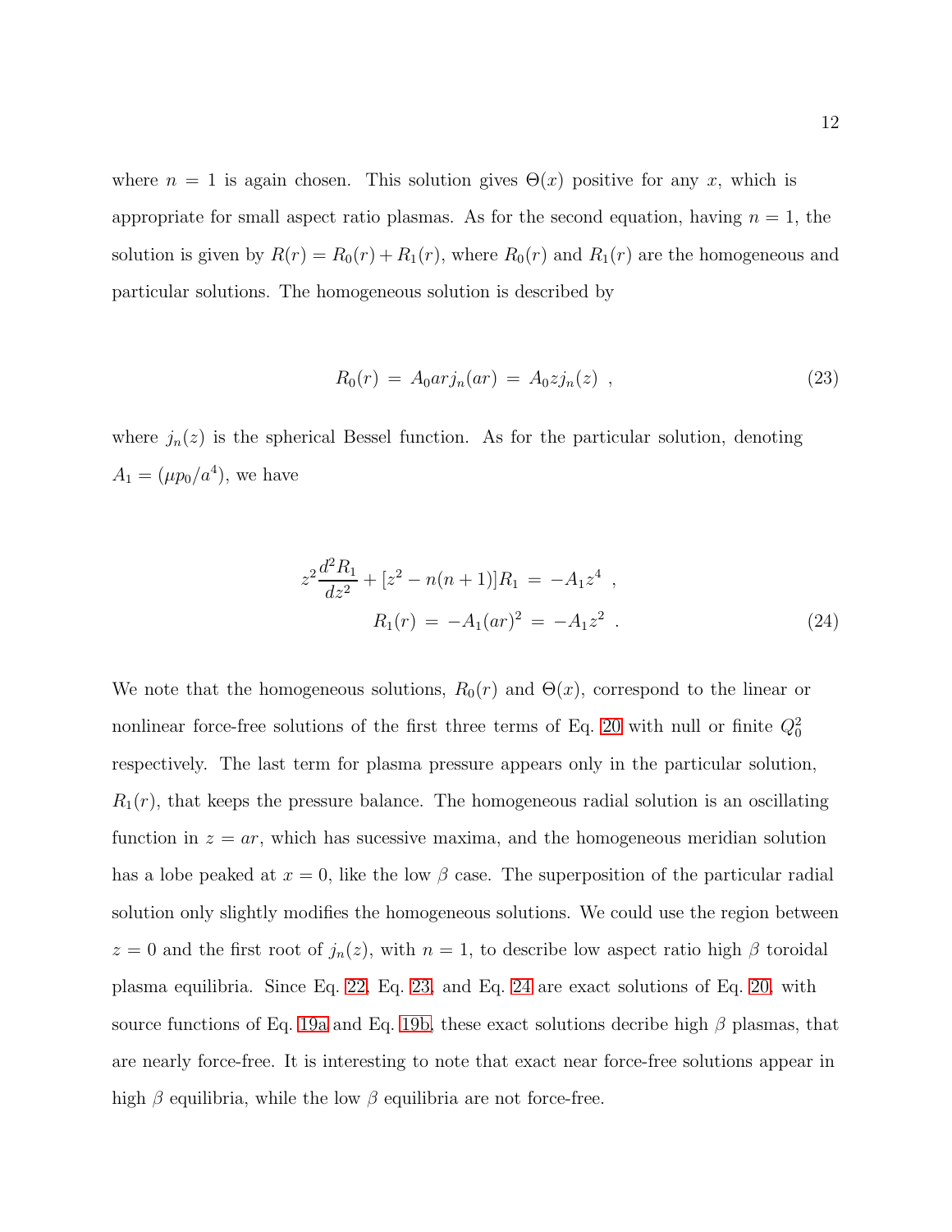where $n = 1$ is again chosen. This solution gives $\Theta(x)$ positive for any $x$, which is appropriate for small aspect ratio plasmas. As for the second equation, having $n = 1$, the solution is given by $R(r) = R_0(r) + R_1(r)$, where $R_0(r)$ and $R_1(r)$ are the homogeneous and particular solutions. The homogeneous solution is described by

$$R_0(r) = A_0 ar j_n(ar) = A_0 z j_n(z) \ , \tag{23}$$

where $j_n(z)$ is the spherical Bessel function. As for the particular solution, denoting $A_1 = (\mu p_0 / a^4)$, we have

$$\begin{aligned} z^2 \frac{d^2 R_1}{dz^2} + [z^2 - n(n+1)] R_1 &= -A_1 z^4 \ , \\ R_1(r) &= -A_1 (ar)^2 = -A_1 z^2 \ . \end{aligned} \tag{24}$$

We note that the homogeneous solutions, $R_0(r)$ and $\Theta(x)$, correspond to the linear or nonlinear force-free solutions of the first three terms of Eq. 20 with null or finite $Q_0^2$ respectively. The last term for plasma pressure appears only in the particular solution, $R_1(r)$, that keeps the pressure balance. The homogeneous radial solution is an oscillating function in $z = ar$, which has sucessive maxima, and the homogeneous meridian solution has a lobe peaked at $x = 0$, like the low $\beta$ case. The superposition of the particular radial solution only slightly modifies the homogeneous solutions. We could use the region between $z = 0$ and the first root of $j_n(z)$, with $n = 1$, to describe low aspect ratio high $\beta$ toroidal plasma equilibria. Since Eq. 22, Eq. 23, and Eq. 24 are exact solutions of Eq. 20, with source functions of Eq. 19a and Eq. 19b, these exact solutions decribe high $\beta$ plasmas, that are nearly force-free. It is interesting to note that exact near force-free solutions appear in high $\beta$ equilibria, while the low $\beta$ equilibria are not force-free.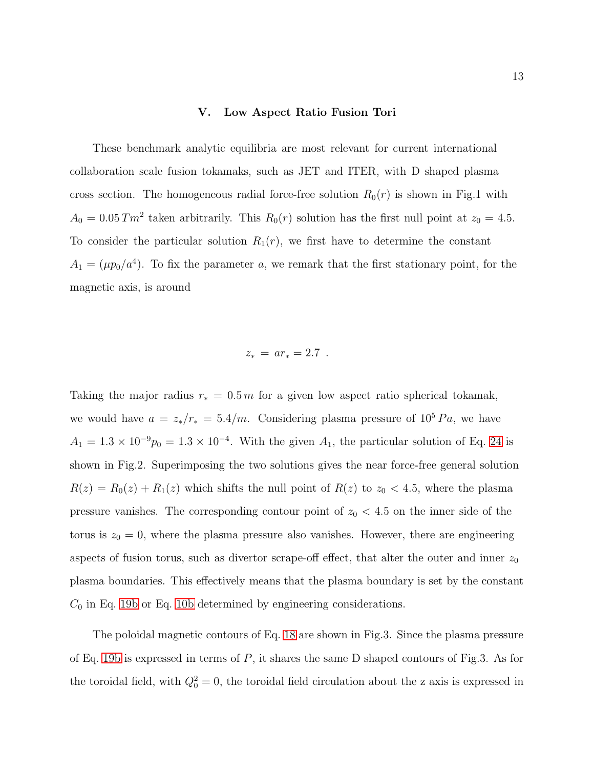## V. Low Aspect Ratio Fusion Tori

These benchmark analytic equilibria are most relevant for current international collaboration scale fusion tokamaks, such as JET and ITER, with D shaped plasma cross section. The homogeneous radial force-free solution $R_0(r)$ is shown in Fig.1 with $A_0 = 0.05\,Tm^2$ taken arbitrarily. This $R_0(r)$ solution has the first null point at $z_0 = 4.5$. To consider the particular solution $R_1(r)$, we first have to determine the constant $A_1 = (\mu p_0/a^4)$. To fix the parameter $a$, we remark that the first stationary point, for the magnetic axis, is around

$$z_* \,=\, ar_* = 2.7 \ \ .$$

Taking the major radius $r_* = 0.5\,m$ for a given low aspect ratio spherical tokamak, we would have $a = z_*/r_* = 5.4/m$. Considering plasma pressure of $10^5\,Pa$, we have $A_1 = 1.3 \times 10^{-9} p_0 = 1.3 \times 10^{-4}$. With the given $A_1$, the particular solution of Eq. 24 is shown in Fig.2. Superimposing the two solutions gives the near force-free general solution $R(z) = R_0(z) + R_1(z)$ which shifts the null point of $R(z)$ to $z_0 < 4.5$, where the plasma pressure vanishes. The corresponding contour point of $z_0 < 4.5$ on the inner side of the torus is $z_0 = 0$, where the plasma pressure also vanishes. However, there are engineering aspects of fusion torus, such as divertor scrape-off effect, that alter the outer and inner $z_0$ plasma boundaries. This effectively means that the plasma boundary is set by the constant $C_0$ in Eq. 19b or Eq. 10b determined by engineering considerations.

The poloidal magnetic contours of Eq. 18 are shown in Fig.3. Since the plasma pressure of Eq. 19b is expressed in terms of $P$, it shares the same D shaped contours of Fig.3. As for the toroidal field, with $Q_0^2 = 0$, the toroidal field circulation about the z axis is expressed in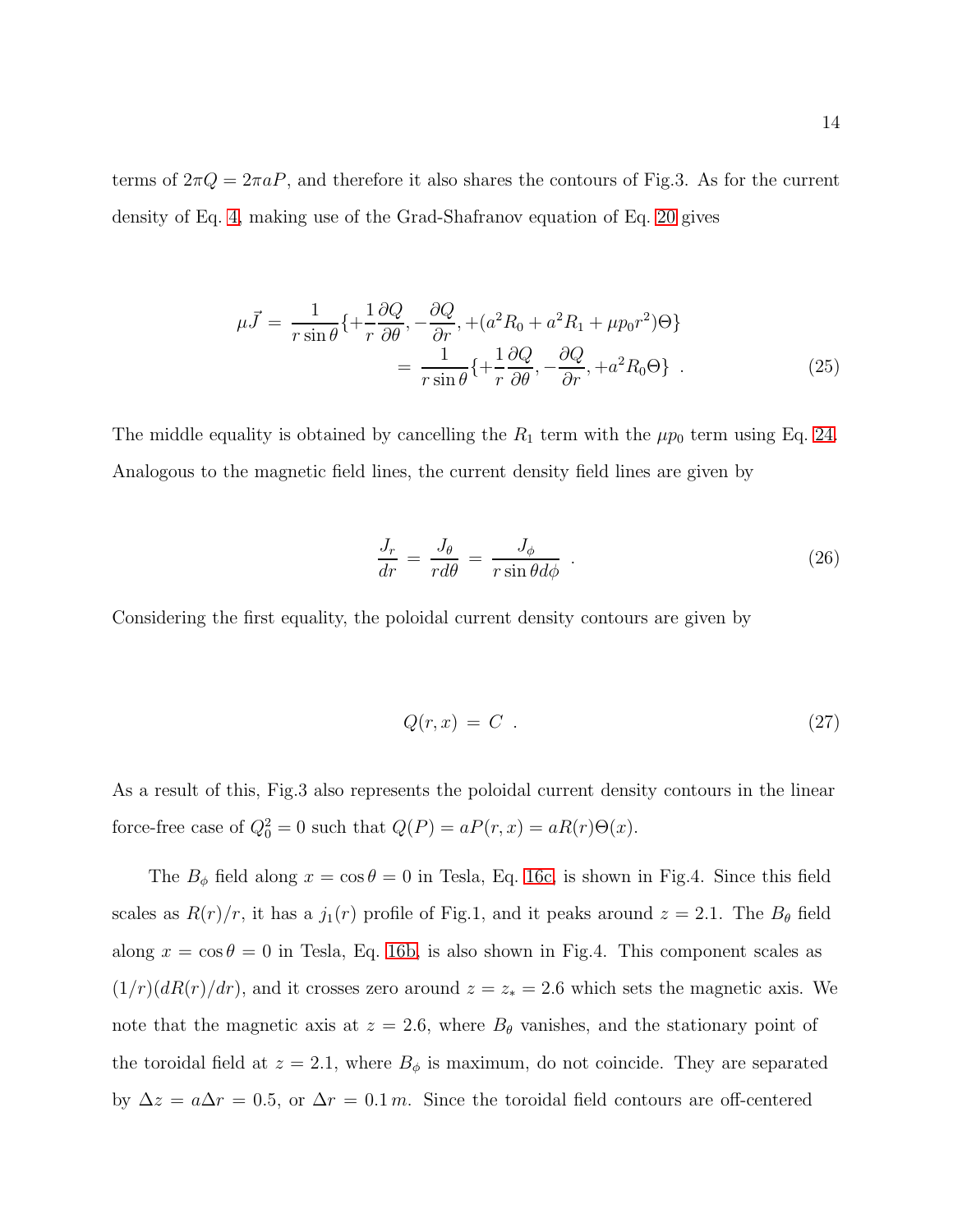terms of $2\pi Q = 2\pi a P$, and therefore it also shares the contours of Fig.3. As for the current density of Eq. 4, making use of the Grad-Shafranov equation of Eq. 20 gives

$$
\begin{aligned}
\mu \vec{J} \, &= \, \frac{1}{r\sin\theta}\{+\frac{1}{r}\frac{\partial Q}{\partial \theta}, -\frac{\partial Q}{\partial r}, +(a^2 R_0 + a^2 R_1 + \mu p_0 r^2)\Theta\} \\
&= \, \frac{1}{r\sin\theta}\{+\frac{1}{r}\frac{\partial Q}{\partial \theta}, -\frac{\partial Q}{\partial r}, +a^2 R_0 \Theta\} \ . \qquad (25)
\end{aligned}
$$

The middle equality is obtained by cancelling the $R_1$ term with the $\mu p_0$ term using Eq. 24. Analogous to the magnetic field lines, the current density field lines are given by

$$
\frac{J_r}{dr} \, = \, \frac{J_\theta}{r d\theta} \, = \, \frac{J_\phi}{r\sin\theta d\phi} \ . \qquad (26)
$$

Considering the first equality, the poloidal current density contours are given by

$$
Q(r,x) \, = \, C \ . \qquad (27)
$$

As a result of this, Fig.3 also represents the poloidal current density contours in the linear force-free case of $Q_0^2 = 0$ such that $Q(P) = aP(r,x) = aR(r)\Theta(x)$.

The $B_\phi$ field along $x = \cos\theta = 0$ in Tesla, Eq. 16c, is shown in Fig.4. Since this field scales as $R(r)/r$, it has a $j_1(r)$ profile of Fig.1, and it peaks around $z = 2.1$. The $B_\theta$ field along $x = \cos\theta = 0$ in Tesla, Eq. 16b, is also shown in Fig.4. This component scales as $(1/r)(dR(r)/dr)$, and it crosses zero around $z = z_* = 2.6$ which sets the magnetic axis. We note that the magnetic axis at $z = 2.6$, where $B_\theta$ vanishes, and the stationary point of the toroidal field at $z = 2.1$, where $B_\phi$ is maximum, do not coincide. They are separated by $\Delta z = a\Delta r = 0.5$, or $\Delta r = 0.1\,m$. Since the toroidal field contours are off-centered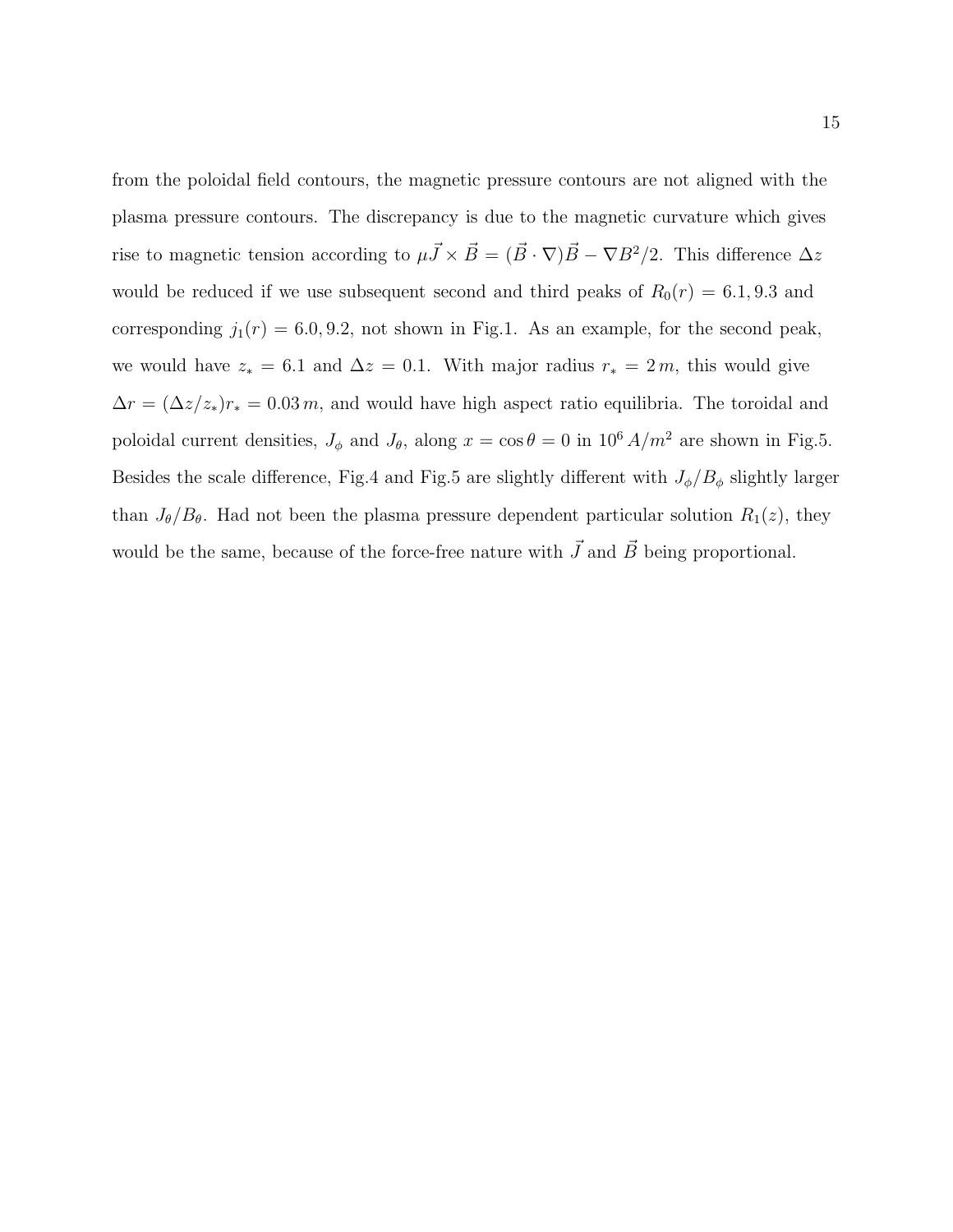from the poloidal field contours, the magnetic pressure contours are not aligned with the plasma pressure contours. The discrepancy is due to the magnetic curvature which gives rise to magnetic tension according to $\mu\vec{J}\times\vec{B} = (\vec{B}\cdot\nabla)\vec{B} - \nabla B^2/2$. This difference $\Delta z$ would be reduced if we use subsequent second and third peaks of $R_0(r) = 6.1, 9.3$ and corresponding $j_1(r) = 6.0, 9.2$, not shown in Fig.1. As an example, for the second peak, we would have $z_* = 6.1$ and $\Delta z = 0.1$. With major radius $r_* = 2\,m$, this would give $\Delta r = (\Delta z/z_*)r_* = 0.03\,m$, and would have high aspect ratio equilibria. The toroidal and poloidal current densities, $J_\phi$ and $J_\theta$, along $x = \cos\theta = 0$ in $10^6\,A/m^2$ are shown in Fig.5. Besides the scale difference, Fig.4 and Fig.5 are slightly different with $J_\phi/B_\phi$ slightly larger than $J_\theta/B_\theta$. Had not been the plasma pressure dependent particular solution $R_1(z)$, they would be the same, because of the force-free nature with $\vec{J}$ and $\vec{B}$ being proportional.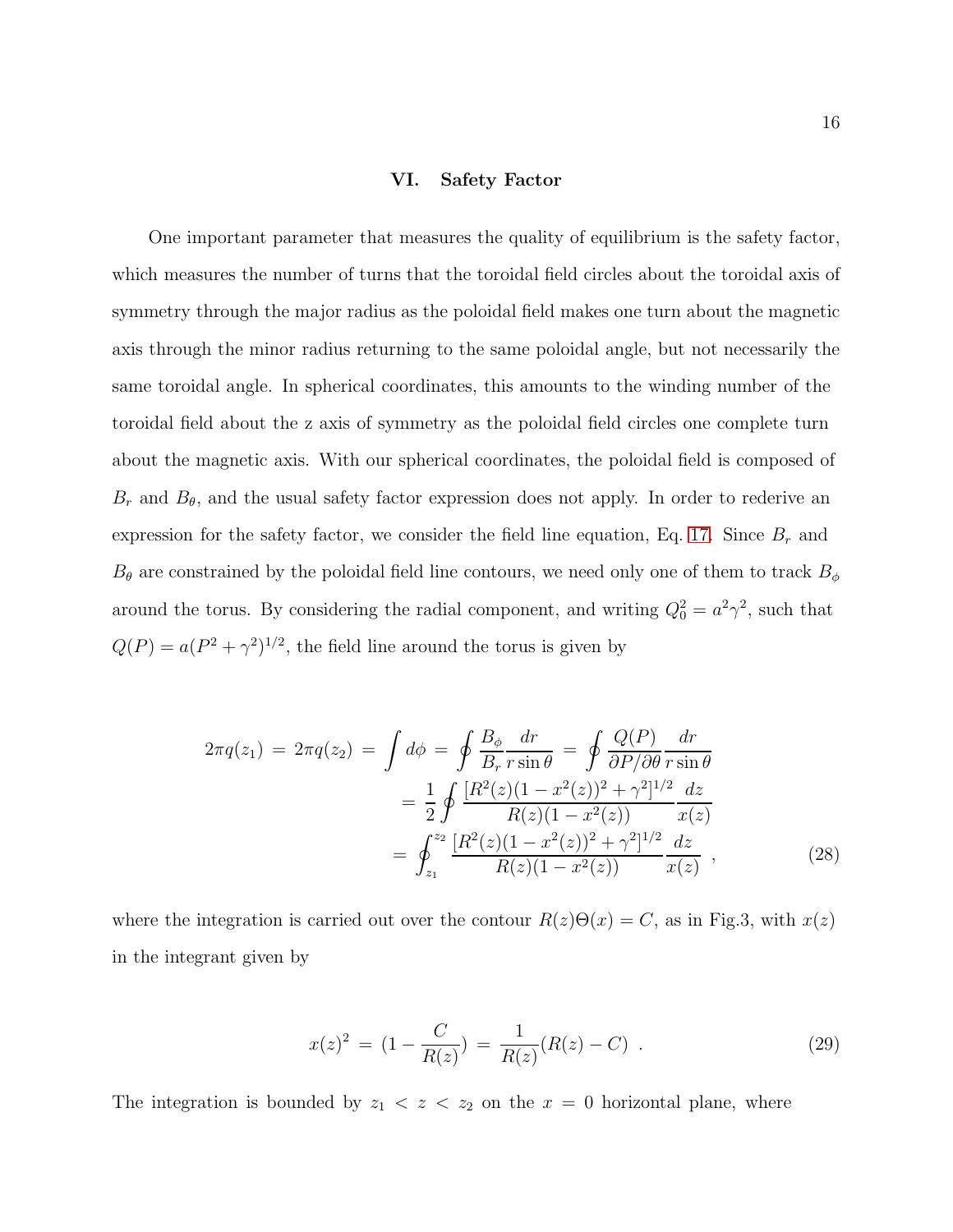## VI. Safety Factor

One important parameter that measures the quality of equilibrium is the safety factor, which measures the number of turns that the toroidal field circles about the toroidal axis of symmetry through the major radius as the poloidal field makes one turn about the magnetic axis through the minor radius returning to the same poloidal angle, but not necessarily the same toroidal angle. In spherical coordinates, this amounts to the winding number of the toroidal field about the z axis of symmetry as the poloidal field circles one complete turn about the magnetic axis. With our spherical coordinates, the poloidal field is composed of $B_r$ and $B_\theta$, and the usual safety factor expression does not apply. In order to rederive an expression for the safety factor, we consider the field line equation, Eq. 17. Since $B_r$ and $B_\theta$ are constrained by the poloidal field line contours, we need only one of them to track $B_\phi$ around the torus. By considering the radial component, and writing $Q_0^2 = a^2\gamma^2$, such that $Q(P) = a(P^2 + \gamma^2)^{1/2}$, the field line around the torus is given by

$$
\begin{aligned}
2\pi q(z_1) \,=\, 2\pi q(z_2) \,=\, \int d\phi \,=\, \oint \frac{B_\phi}{B_r}\frac{dr}{r\sin\theta} \,&=\, \oint \frac{Q(P)}{\partial P/\partial\theta}\frac{dr}{r\sin\theta} \\
&= \frac{1}{2}\oint \frac{[R^2(z)(1-x^2(z))^2+\gamma^2]^{1/2}}{R(z)(1-x^2(z))}\frac{dz}{x(z)} \\
&= \oint_{z_1}^{z_2} \frac{[R^2(z)(1-x^2(z))^2+\gamma^2]^{1/2}}{R(z)(1-x^2(z))}\frac{dz}{x(z)} \ ,
\end{aligned}
\tag{28}
$$

where the integration is carried out over the contour $R(z)\Theta(x) = C$, as in Fig.3, with $x(z)$ in the integrant given by

$$
x(z)^2 \,=\, (1 - \frac{C}{R(z)}) \,=\, \frac{1}{R(z)}(R(z) - C) \ . \tag{29}
$$

The integration is bounded by $z_1 < z < z_2$ on the $x = 0$ horizontal plane, where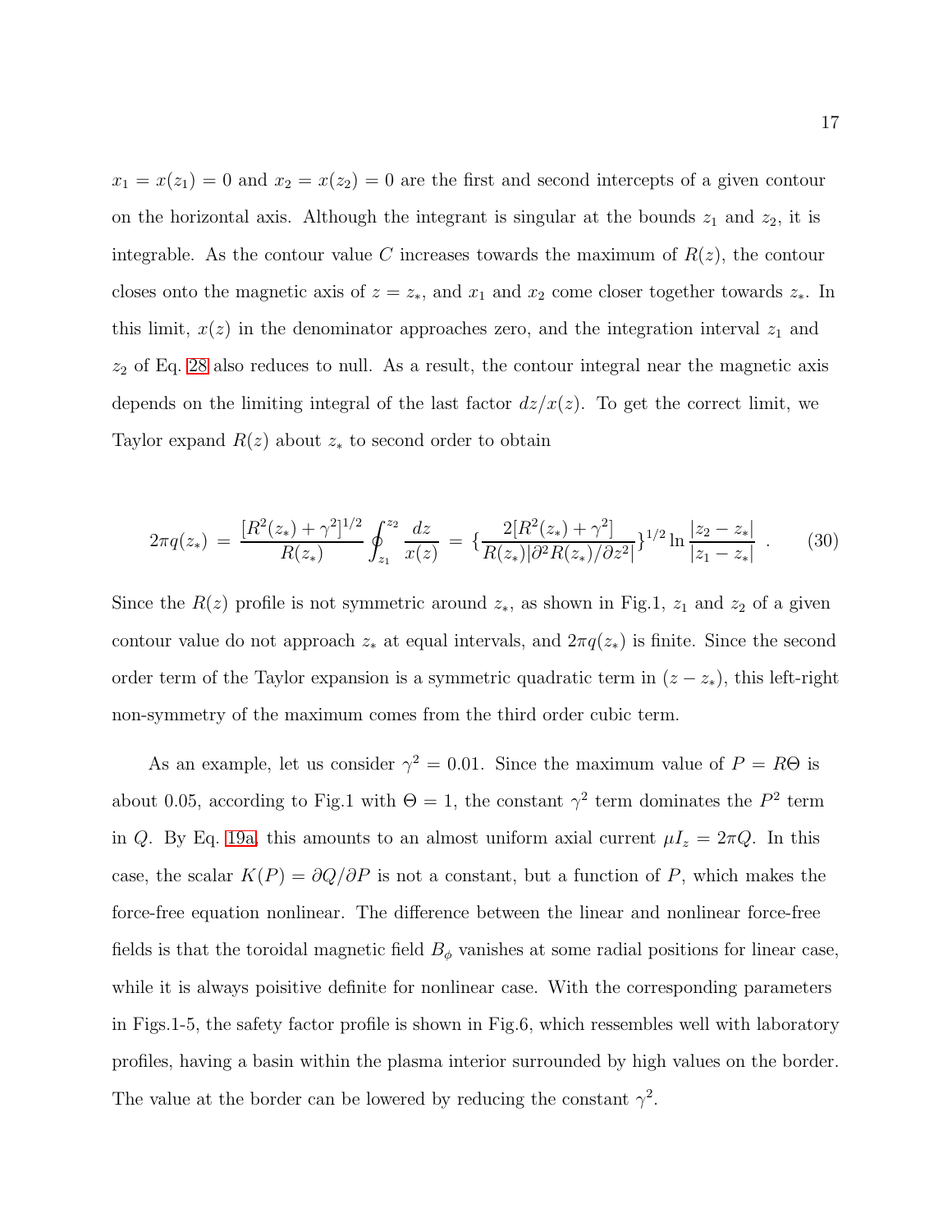$x_1 = x(z_1) = 0$ and $x_2 = x(z_2) = 0$ are the first and second intercepts of a given contour on the horizontal axis. Although the integrant is singular at the bounds $z_1$ and $z_2$, it is integrable. As the contour value $C$ increases towards the maximum of $R(z)$, the contour closes onto the magnetic axis of $z = z_*$, and $x_1$ and $x_2$ come closer together towards $z_*$. In this limit, $x(z)$ in the denominator approaches zero, and the integration interval $z_1$ and $z_2$ of Eq. 28 also reduces to null. As a result, the contour integral near the magnetic axis depends on the limiting integral of the last factor $dz/x(z)$. To get the correct limit, we Taylor expand $R(z)$ about $z_*$ to second order to obtain

$$2\pi q(z_*) \,=\, \frac{[R^2(z_*) + \gamma^2]^{1/2}}{R(z_*)} \oint_{z_1}^{z_2} \frac{dz}{x(z)} \,=\, \{\frac{2[R^2(z_*) + \gamma^2]}{R(z_*)|\partial^2 R(z_*)/\partial z^2|}\}^{1/2} \ln \frac{|z_2 - z_*|}{|z_1 - z_*|} \;. \tag{30}$$

Since the $R(z)$ profile is not symmetric around $z_*$, as shown in Fig.1, $z_1$ and $z_2$ of a given contour value do not approach $z_*$ at equal intervals, and $2\pi q(z_*)$ is finite. Since the second order term of the Taylor expansion is a symmetric quadratic term in $(z - z_*)$, this left-right non-symmetry of the maximum comes from the third order cubic term.

As an example, let us consider $\gamma^2 = 0.01$. Since the maximum value of $P = R\Theta$ is about 0.05, according to Fig.1 with $\Theta = 1$, the constant $\gamma^2$ term dominates the $P^2$ term in $Q$. By Eq. 19a, this amounts to an almost uniform axial current $\mu I_z = 2\pi Q$. In this case, the scalar $K(P) = \partial Q/\partial P$ is not a constant, but a function of $P$, which makes the force-free equation nonlinear. The difference between the linear and nonlinear force-free fields is that the toroidal magnetic field $B_\phi$ vanishes at some radial positions for linear case, while it is always poisitive definite for nonlinear case. With the corresponding parameters in Figs.1-5, the safety factor profile is shown in Fig.6, which ressembles well with laboratory profiles, having a basin within the plasma interior surrounded by high values on the border. The value at the border can be lowered by reducing the constant $\gamma^2$.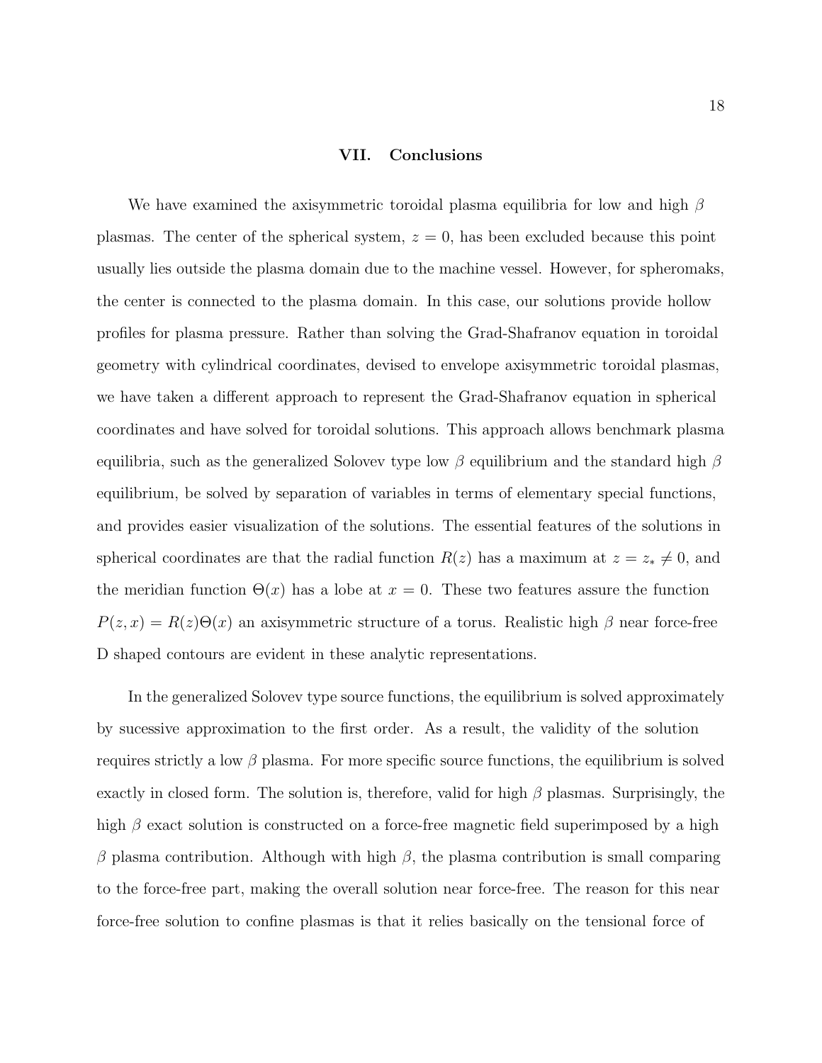## VII. Conclusions

We have examined the axisymmetric toroidal plasma equilibria for low and high $\beta$ plasmas. The center of the spherical system, $z = 0$, has been excluded because this point usually lies outside the plasma domain due to the machine vessel. However, for spheromaks, the center is connected to the plasma domain. In this case, our solutions provide hollow profiles for plasma pressure. Rather than solving the Grad-Shafranov equation in toroidal geometry with cylindrical coordinates, devised to envelope axisymmetric toroidal plasmas, we have taken a different approach to represent the Grad-Shafranov equation in spherical coordinates and have solved for toroidal solutions. This approach allows benchmark plasma equilibria, such as the generalized Solovev type low $\beta$ equilibrium and the standard high $\beta$ equilibrium, be solved by separation of variables in terms of elementary special functions, and provides easier visualization of the solutions. The essential features of the solutions in spherical coordinates are that the radial function $R(z)$ has a maximum at $z = z_* \neq 0$, and the meridian function $\Theta(x)$ has a lobe at $x = 0$. These two features assure the function $P(z, x) = R(z)\Theta(x)$ an axisymmetric structure of a torus. Realistic high $\beta$ near force-free D shaped contours are evident in these analytic representations.

In the generalized Solovev type source functions, the equilibrium is solved approximately by sucessive approximation to the first order. As a result, the validity of the solution requires strictly a low $\beta$ plasma. For more specific source functions, the equilibrium is solved exactly in closed form. The solution is, therefore, valid for high $\beta$ plasmas. Surprisingly, the high $\beta$ exact solution is constructed on a force-free magnetic field superimposed by a high $\beta$ plasma contribution. Although with high $\beta$, the plasma contribution is small comparing to the force-free part, making the overall solution near force-free. The reason for this near force-free solution to confine plasmas is that it relies basically on the tensional force of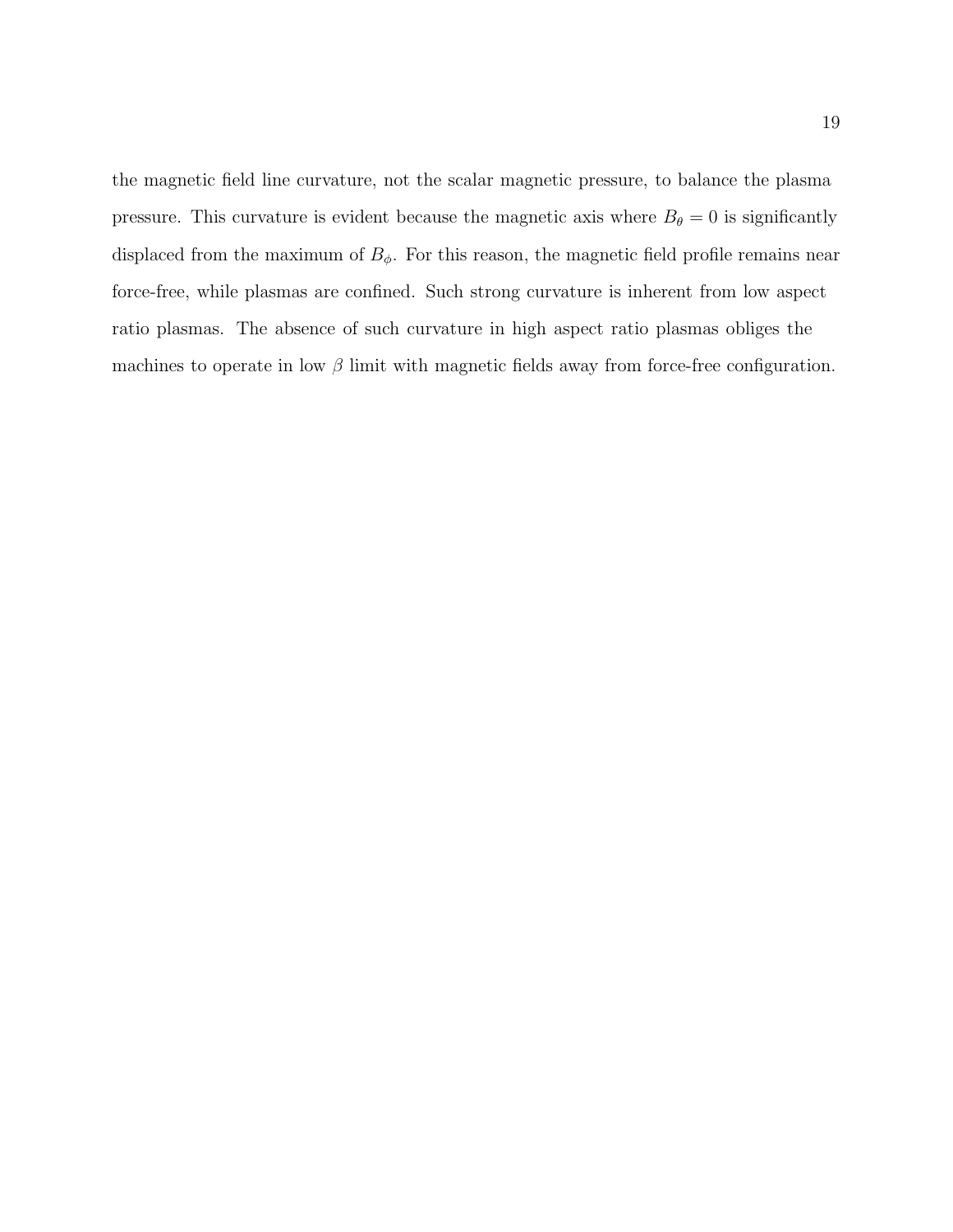the magnetic field line curvature, not the scalar magnetic pressure, to balance the plasma pressure. This curvature is evident because the magnetic axis where $B_\theta = 0$ is significantly displaced from the maximum of $B_\phi$. For this reason, the magnetic field profile remains near force-free, while plasmas are confined. Such strong curvature is inherent from low aspect ratio plasmas. The absence of such curvature in high aspect ratio plasmas obliges the machines to operate in low $\beta$ limit with magnetic fields away from force-free configuration.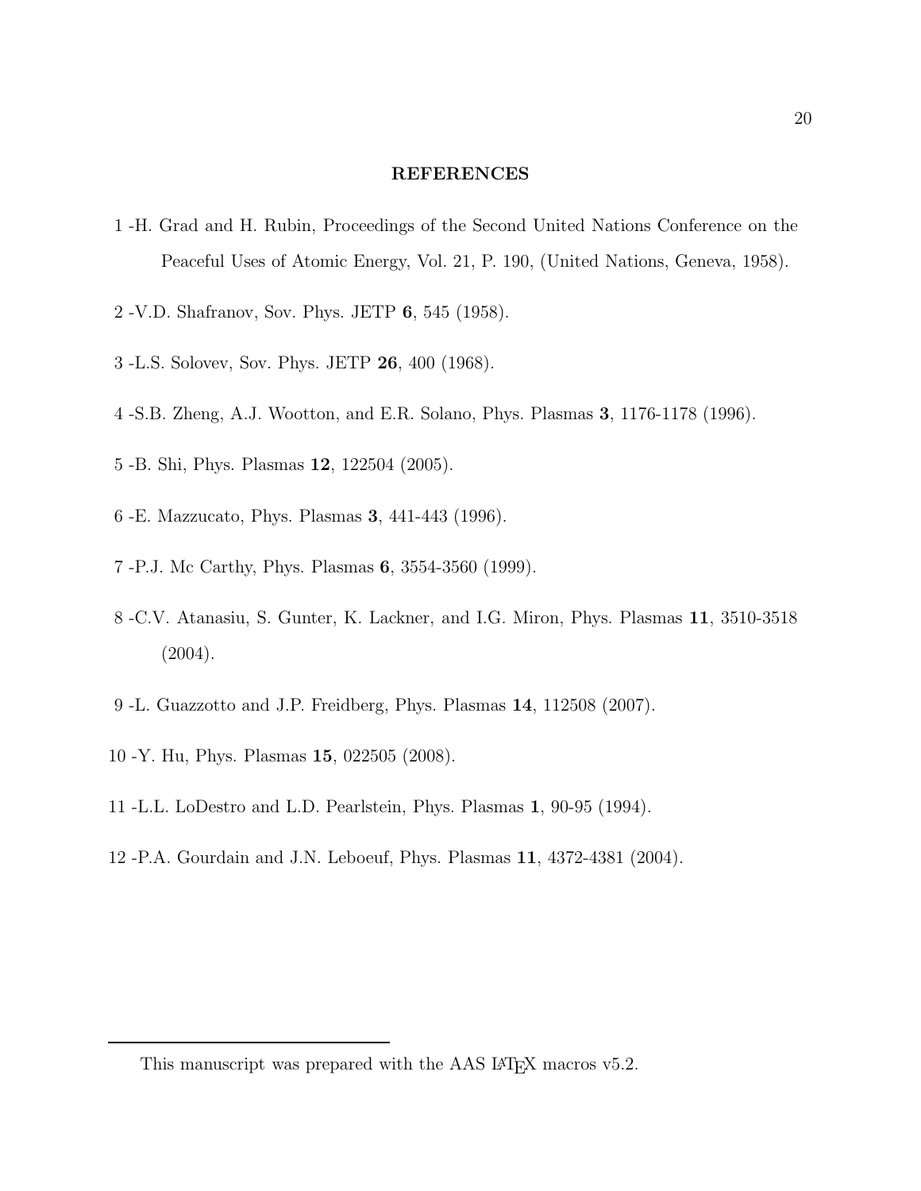## REFERENCES

1 -H. Grad and H. Rubin, Proceedings of the Second United Nations Conference on the Peaceful Uses of Atomic Energy, Vol. 21, P. 190, (United Nations, Geneva, 1958).

2 -V.D. Shafranov, Sov. Phys. JETP **6**, 545 (1958).

3 -L.S. Solovev, Sov. Phys. JETP **26**, 400 (1968).

4 -S.B. Zheng, A.J. Wootton, and E.R. Solano, Phys. Plasmas **3**, 1176-1178 (1996).

5 -B. Shi, Phys. Plasmas **12**, 122504 (2005).

6 -E. Mazzucato, Phys. Plasmas **3**, 441-443 (1996).

7 -P.J. Mc Carthy, Phys. Plasmas **6**, 3554-3560 (1999).

8 -C.V. Atanasiu, S. Gunter, K. Lackner, and I.G. Miron, Phys. Plasmas **11**, 3510-3518 (2004).

9 -L. Guazzotto and J.P. Freidberg, Phys. Plasmas **14**, 112508 (2007).

10 -Y. Hu, Phys. Plasmas **15**, 022505 (2008).

11 -L.L. LoDestro and L.D. Pearlstein, Phys. Plasmas **1**, 90-95 (1994).

12 -P.A. Gourdain and J.N. Leboeuf, Phys. Plasmas **11**, 4372-4381 (2004).

---

This manuscript was prepared with the AAS LaTeX macros v5.2.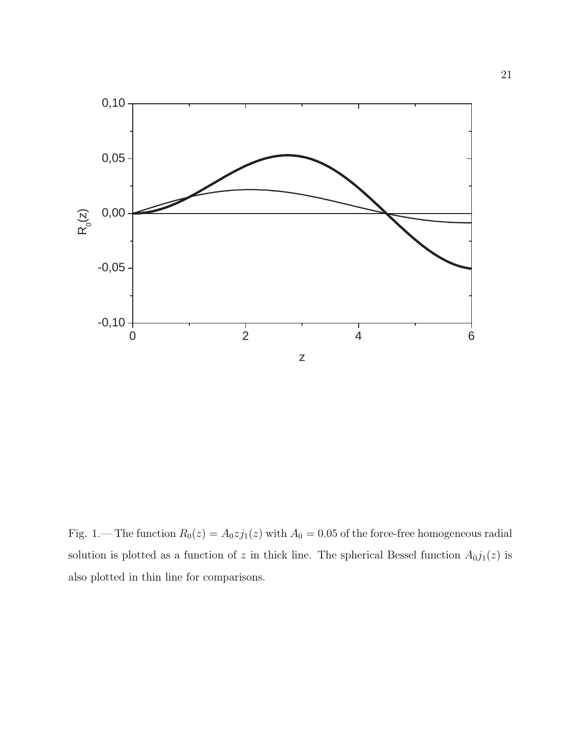Fig. 1.— The function $R_0(z) = A_0 z j_1(z)$ with $A_0 = 0.05$ of the force-free homogeneous radial solution is plotted as a function of $z$ in thick line. The spherical Bessel function $A_0 j_1(z)$ is also plotted in thin line for comparisons.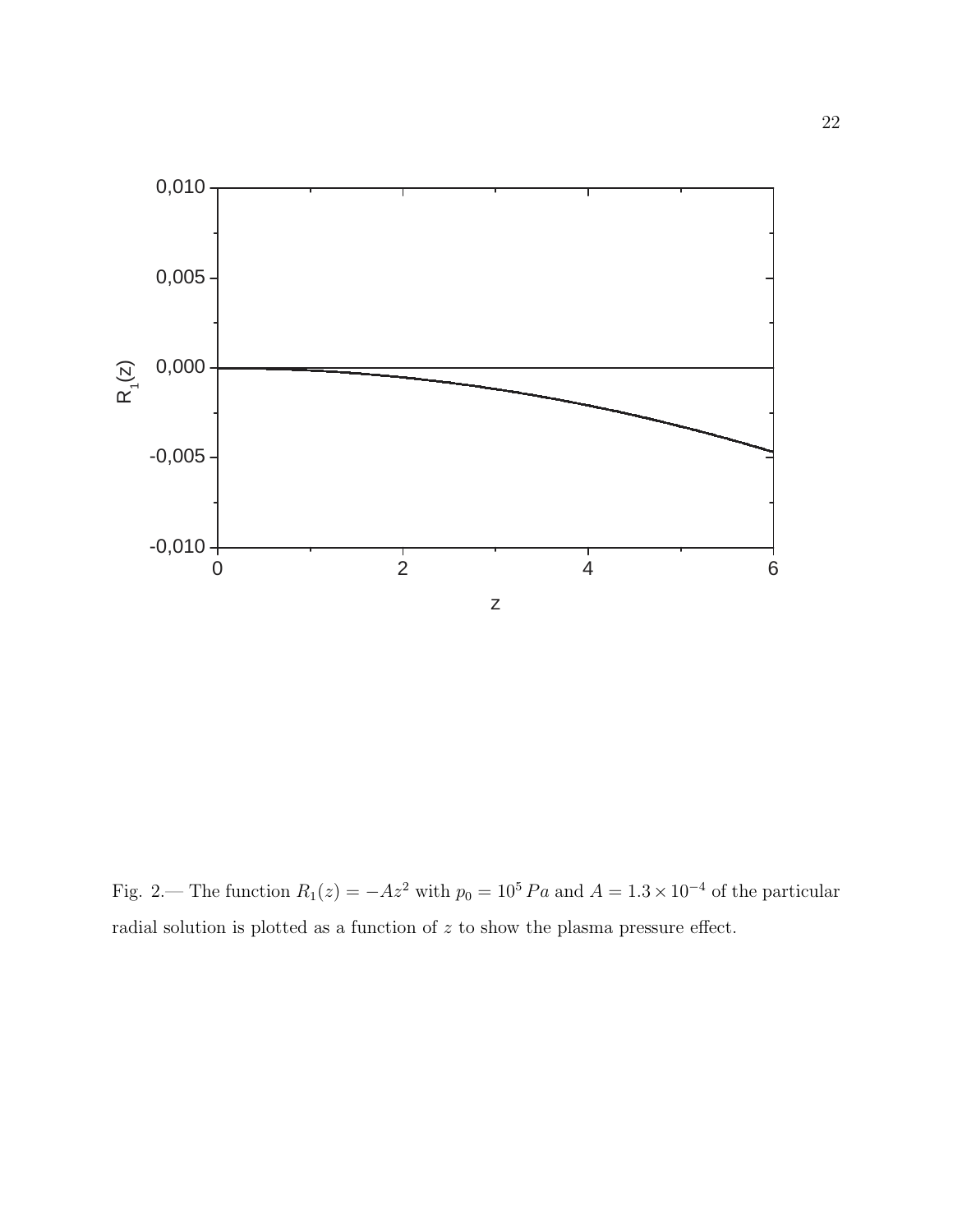Fig. 2.— The function $R_1(z) = -Az^2$ with $p_0 = 10^5\,Pa$ and $A = 1.3 \times 10^{-4}$ of the particular radial solution is plotted as a function of $z$ to show the plasma pressure effect.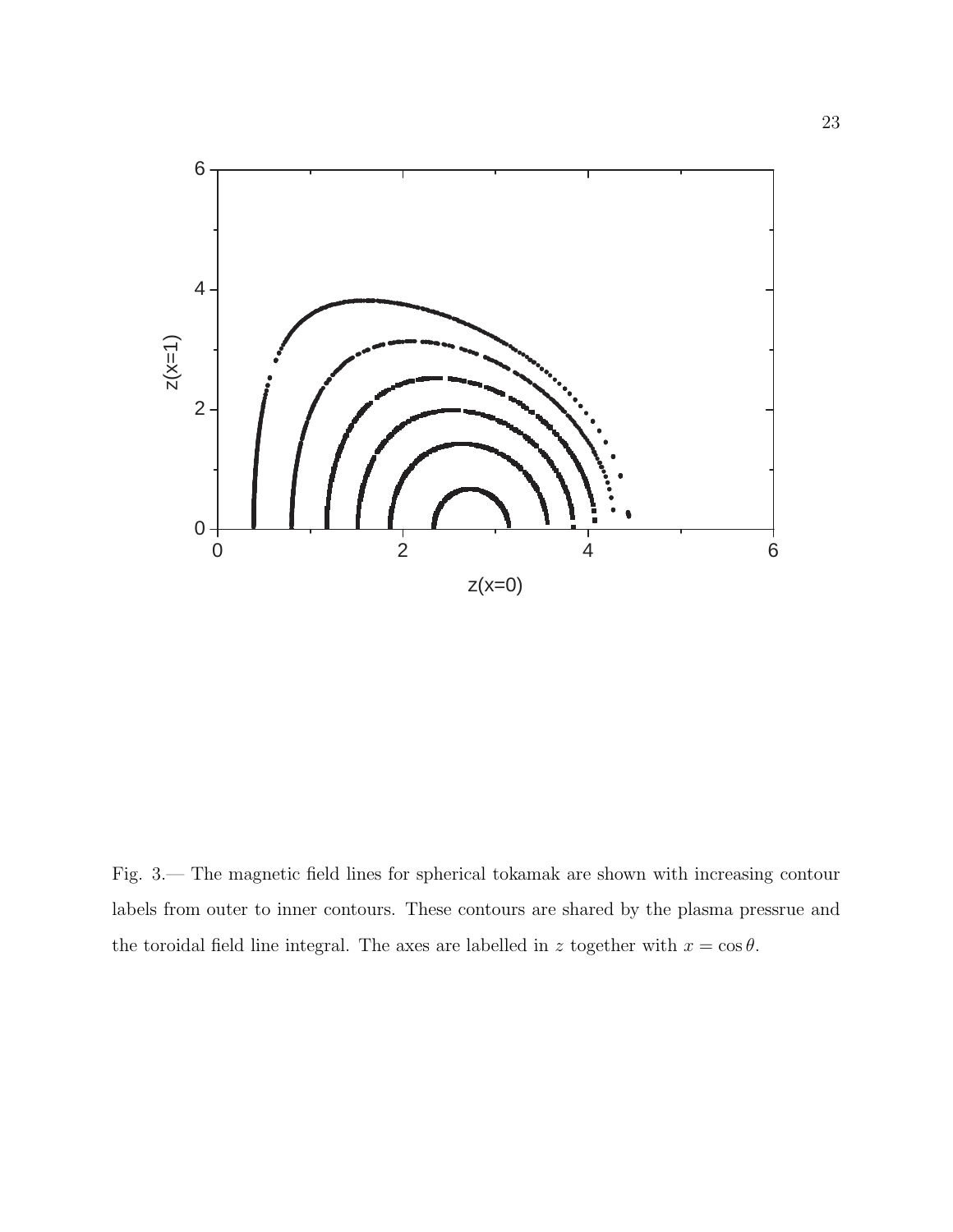Fig. 3.— The magnetic field lines for spherical tokamak are shown with increasing contour labels from outer to inner contours. These contours are shared by the plasma pressrue and the toroidal field line integral. The axes are labelled in $z$ together with $x = \cos\theta$.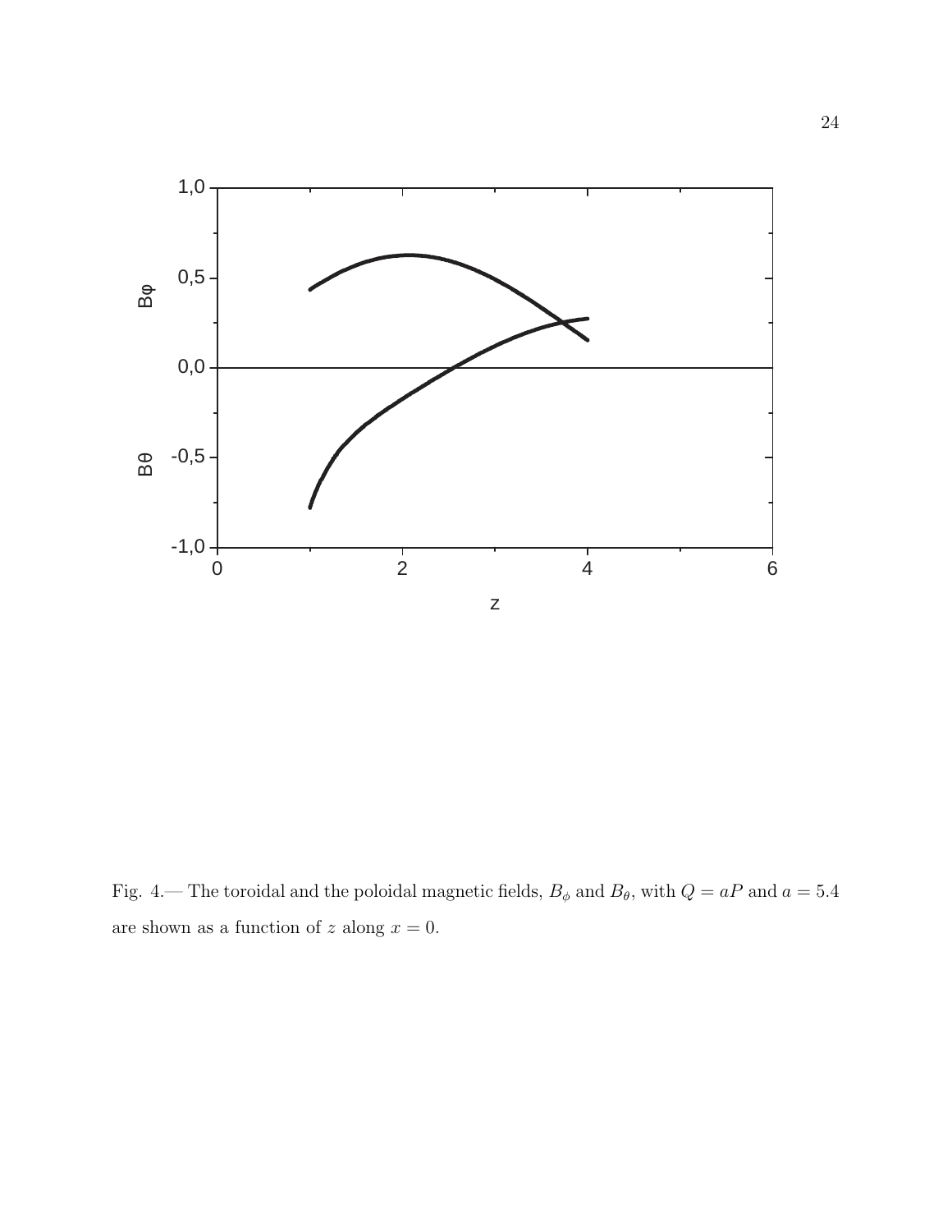Fig. 4.— The toroidal and the poloidal magnetic fields, $B_\phi$ and $B_\theta$, with $Q = aP$ and $a = 5.4$ are shown as a function of $z$ along $x = 0$.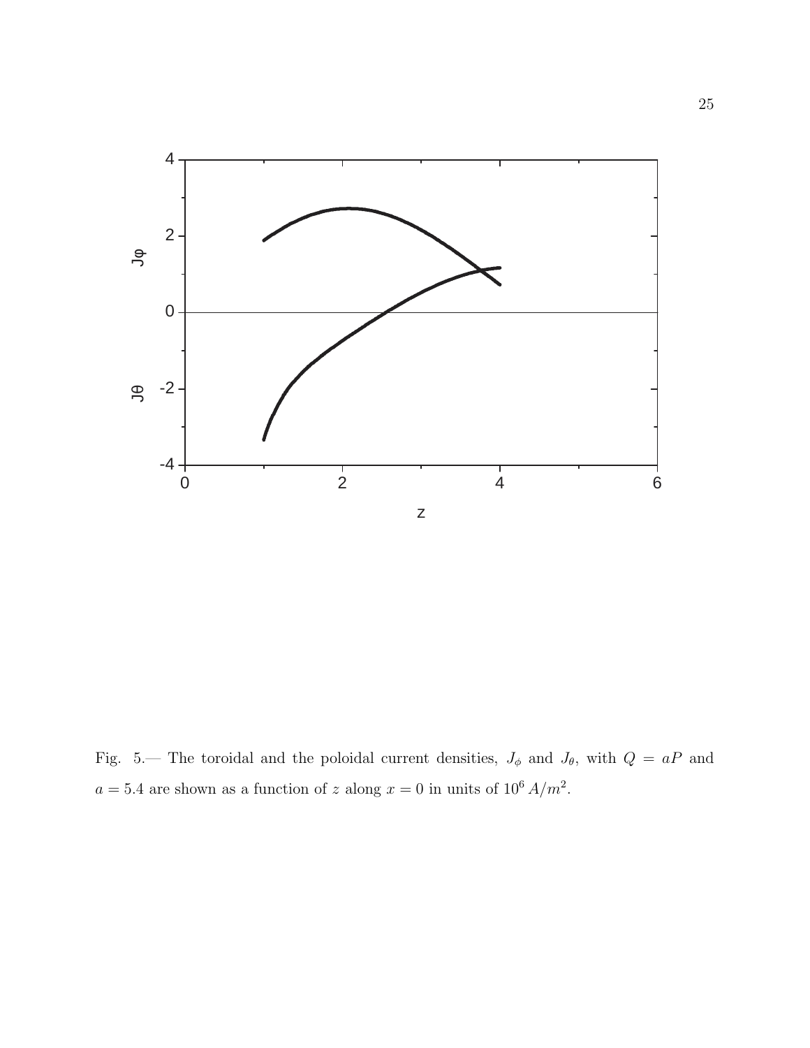Fig. 5.— The toroidal and the poloidal current densities, $J_\phi$ and $J_\theta$, with $Q = aP$ and $a = 5.4$ are shown as a function of $z$ along $x = 0$ in units of $10^6\, A/m^2$.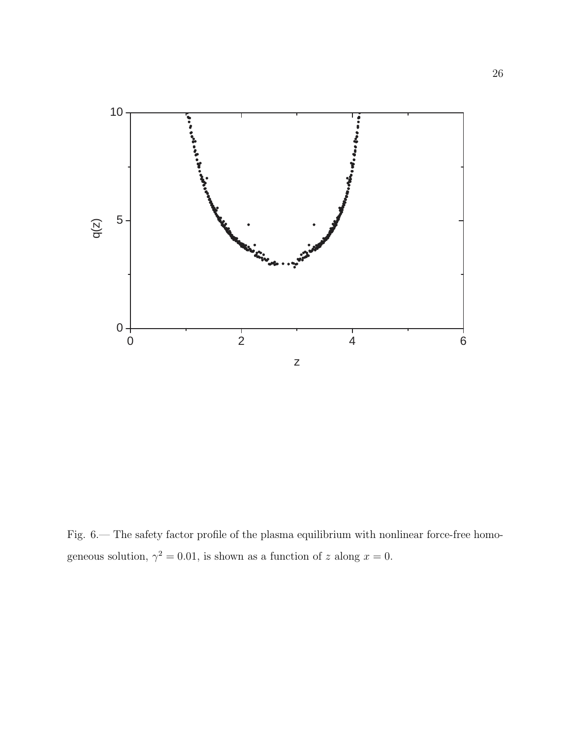10

5

0

0

2

4

6

q(z)

z

Fig. 6.— The safety factor profile of the plasma equilibrium with nonlinear force-free homogeneous solution, $\gamma^2 = 0.01$, is shown as a function of $z$ along $x = 0$.